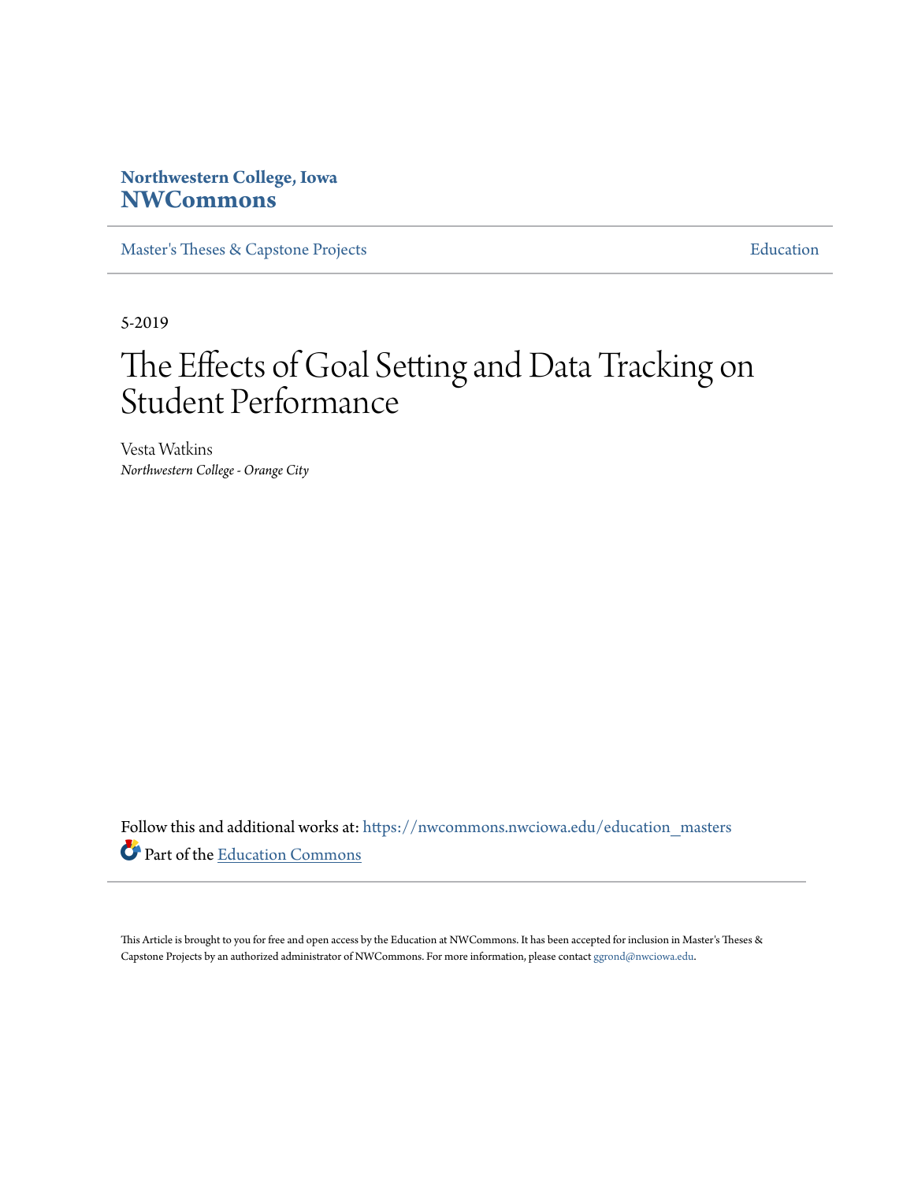Northwestern College, Iowa
**NWCommons**

Master's Theses & Capstone Projects | Education

5-2019

# The Effects of Goal Setting and Data Tracking on Student Performance

Vesta Watkins
*Northwestern College - Orange City*

Follow this and additional works at: https://nwcommons.nwciowa.edu/education_masters

Part of the Education Commons

This Article is brought to you for free and open access by the Education at NWCommons. It has been accepted for inclusion in Master's Theses & Capstone Projects by an authorized administrator of NWCommons. For more information, please contact ggrond@nwciowa.edu.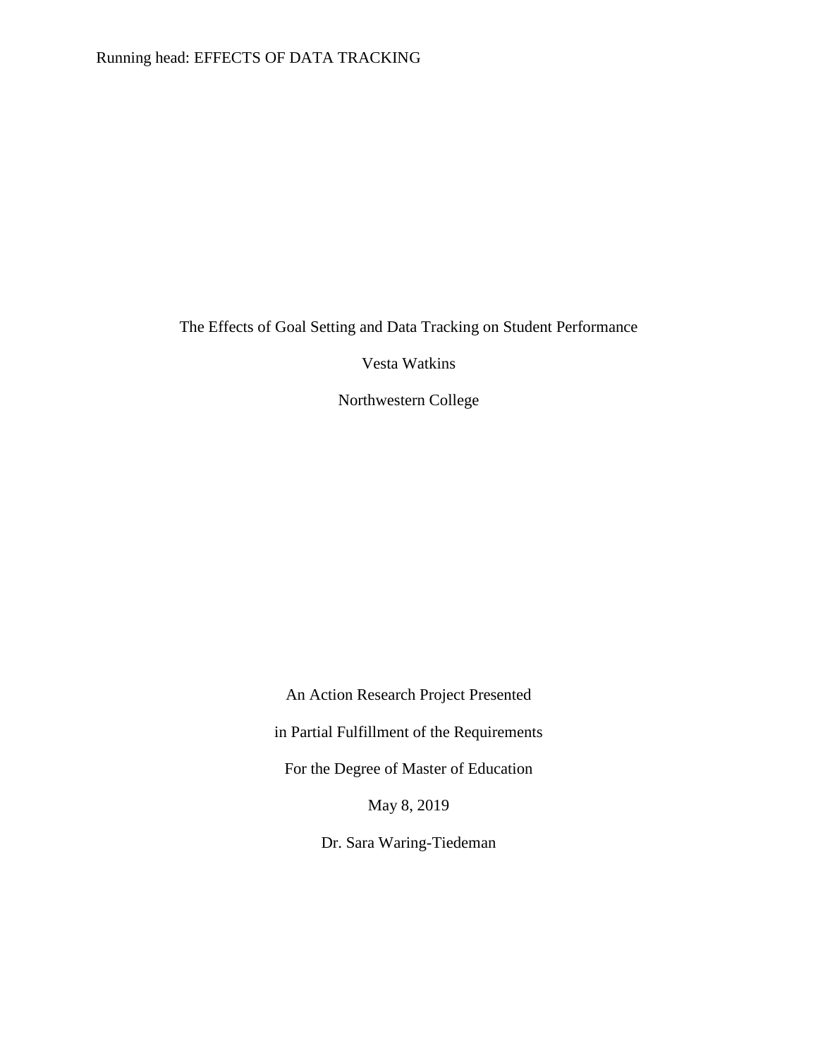# The Effects of Goal Setting and Data Tracking on Student Performance

Vesta Watkins

Northwestern College

An Action Research Project Presented

in Partial Fulfillment of the Requirements

For the Degree of Master of Education

May 8, 2019

Dr. Sara Waring-Tiedeman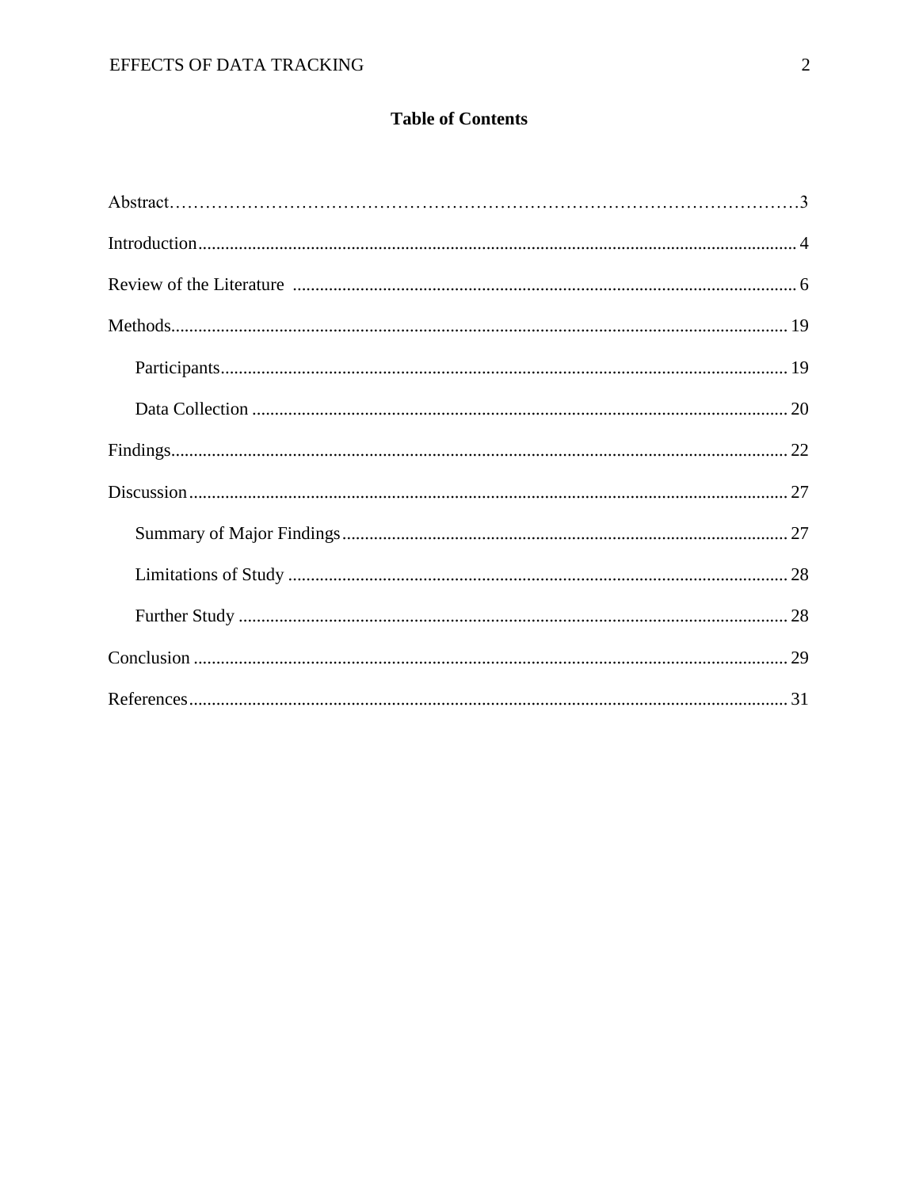# Table of Contents

Abstract……………………………………………………………………………………………3

Introduction.................................................................................................................... 4

Review of the Literature .............................................................................................. 6

Methods........................................................................................................................ 19

Participants............................................................................................................. 19

Data Collection ....................................................................................................... 20

Findings......................................................................................................................... 22

Discussion..................................................................................................................... 27

Summary of Major Findings................................................................................... 27

Limitations of Study .............................................................................................. 28

Further Study .......................................................................................................... 28

Conclusion .................................................................................................................... 29

References..................................................................................................................... 31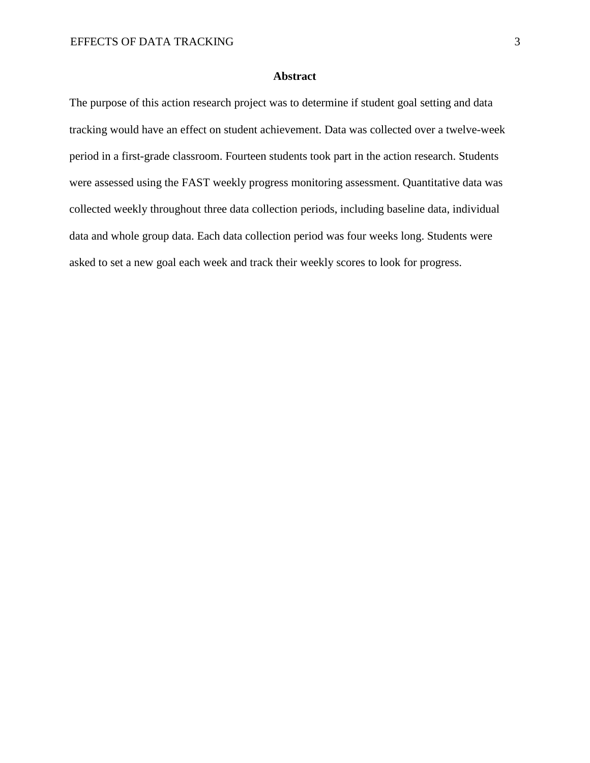# Abstract

The purpose of this action research project was to determine if student goal setting and data tracking would have an effect on student achievement. Data was collected over a twelve-week period in a first-grade classroom. Fourteen students took part in the action research. Students were assessed using the FAST weekly progress monitoring assessment. Quantitative data was collected weekly throughout three data collection periods, including baseline data, individual data and whole group data. Each data collection period was four weeks long. Students were asked to set a new goal each week and track their weekly scores to look for progress.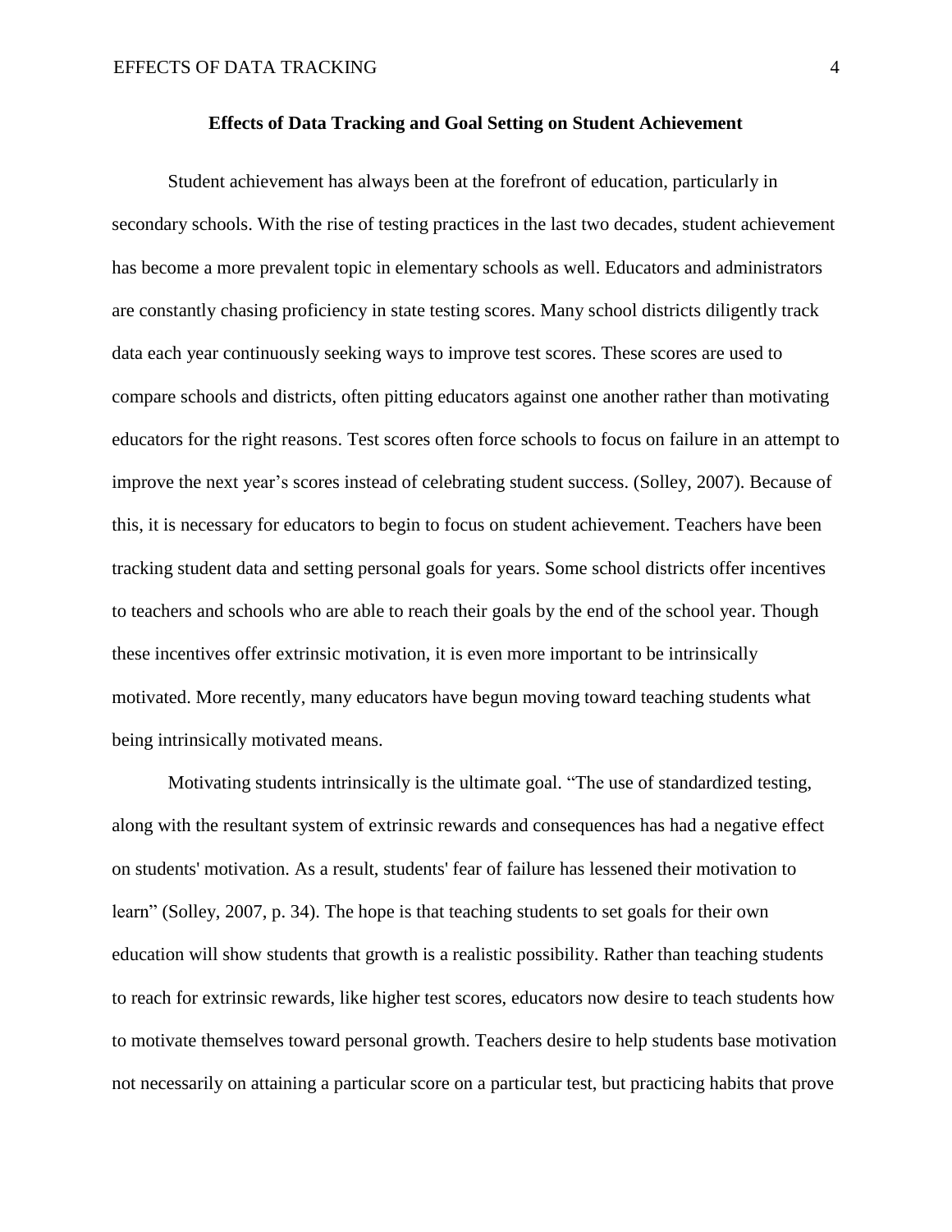**Effects of Data Tracking and Goal Setting on Student Achievement**

Student achievement has always been at the forefront of education, particularly in secondary schools. With the rise of testing practices in the last two decades, student achievement has become a more prevalent topic in elementary schools as well. Educators and administrators are constantly chasing proficiency in state testing scores. Many school districts diligently track data each year continuously seeking ways to improve test scores. These scores are used to compare schools and districts, often pitting educators against one another rather than motivating educators for the right reasons. Test scores often force schools to focus on failure in an attempt to improve the next year's scores instead of celebrating student success. (Solley, 2007). Because of this, it is necessary for educators to begin to focus on student achievement. Teachers have been tracking student data and setting personal goals for years. Some school districts offer incentives to teachers and schools who are able to reach their goals by the end of the school year. Though these incentives offer extrinsic motivation, it is even more important to be intrinsically motivated. More recently, many educators have begun moving toward teaching students what being intrinsically motivated means.

Motivating students intrinsically is the ultimate goal. "The use of standardized testing, along with the resultant system of extrinsic rewards and consequences has had a negative effect on students' motivation. As a result, students' fear of failure has lessened their motivation to learn" (Solley, 2007, p. 34). The hope is that teaching students to set goals for their own education will show students that growth is a realistic possibility. Rather than teaching students to reach for extrinsic rewards, like higher test scores, educators now desire to teach students how to motivate themselves toward personal growth. Teachers desire to help students base motivation not necessarily on attaining a particular score on a particular test, but practicing habits that prove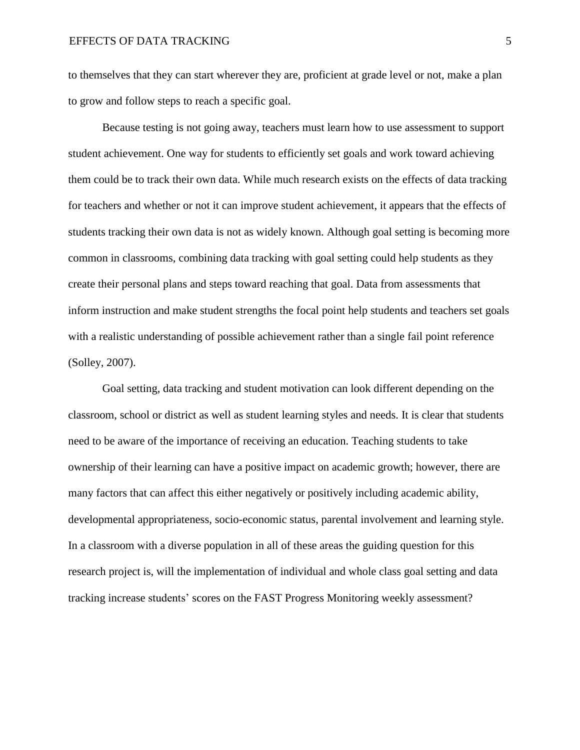to themselves that they can start wherever they are, proficient at grade level or not, make a plan to grow and follow steps to reach a specific goal.

Because testing is not going away, teachers must learn how to use assessment to support student achievement. One way for students to efficiently set goals and work toward achieving them could be to track their own data. While much research exists on the effects of data tracking for teachers and whether or not it can improve student achievement, it appears that the effects of students tracking their own data is not as widely known. Although goal setting is becoming more common in classrooms, combining data tracking with goal setting could help students as they create their personal plans and steps toward reaching that goal. Data from assessments that inform instruction and make student strengths the focal point help students and teachers set goals with a realistic understanding of possible achievement rather than a single fail point reference (Solley, 2007).

Goal setting, data tracking and student motivation can look different depending on the classroom, school or district as well as student learning styles and needs. It is clear that students need to be aware of the importance of receiving an education. Teaching students to take ownership of their learning can have a positive impact on academic growth; however, there are many factors that can affect this either negatively or positively including academic ability, developmental appropriateness, socio-economic status, parental involvement and learning style. In a classroom with a diverse population in all of these areas the guiding question for this research project is, will the implementation of individual and whole class goal setting and data tracking increase students' scores on the FAST Progress Monitoring weekly assessment?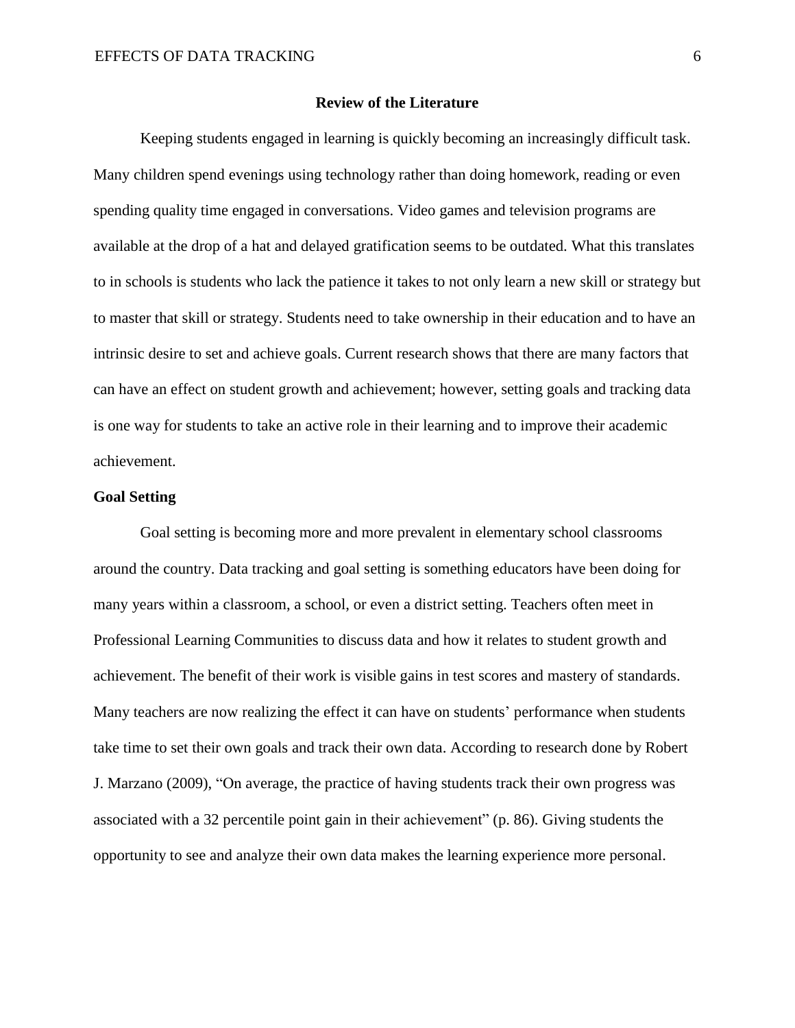## Review of the Literature

Keeping students engaged in learning is quickly becoming an increasingly difficult task. Many children spend evenings using technology rather than doing homework, reading or even spending quality time engaged in conversations. Video games and television programs are available at the drop of a hat and delayed gratification seems to be outdated. What this translates to in schools is students who lack the patience it takes to not only learn a new skill or strategy but to master that skill or strategy. Students need to take ownership in their education and to have an intrinsic desire to set and achieve goals. Current research shows that there are many factors that can have an effect on student growth and achievement; however, setting goals and tracking data is one way for students to take an active role in their learning and to improve their academic achievement.

### Goal Setting

Goal setting is becoming more and more prevalent in elementary school classrooms around the country. Data tracking and goal setting is something educators have been doing for many years within a classroom, a school, or even a district setting. Teachers often meet in Professional Learning Communities to discuss data and how it relates to student growth and achievement. The benefit of their work is visible gains in test scores and mastery of standards. Many teachers are now realizing the effect it can have on students' performance when students take time to set their own goals and track their own data. According to research done by Robert J. Marzano (2009), "On average, the practice of having students track their own progress was associated with a 32 percentile point gain in their achievement" (p. 86). Giving students the opportunity to see and analyze their own data makes the learning experience more personal.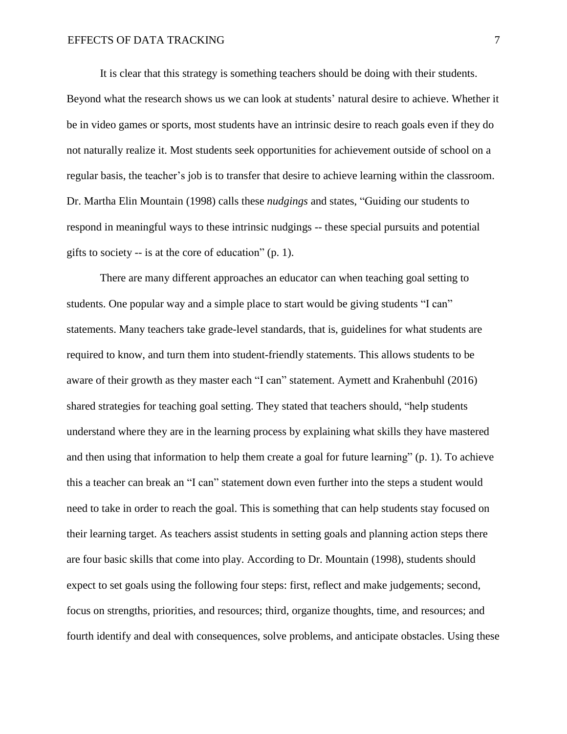It is clear that this strategy is something teachers should be doing with their students. Beyond what the research shows us we can look at students' natural desire to achieve. Whether it be in video games or sports, most students have an intrinsic desire to reach goals even if they do not naturally realize it. Most students seek opportunities for achievement outside of school on a regular basis, the teacher's job is to transfer that desire to achieve learning within the classroom. Dr. Martha Elin Mountain (1998) calls these *nudgings* and states, "Guiding our students to respond in meaningful ways to these intrinsic nudgings -- these special pursuits and potential gifts to society -- is at the core of education" (p. 1).

There are many different approaches an educator can when teaching goal setting to students. One popular way and a simple place to start would be giving students "I can" statements. Many teachers take grade-level standards, that is, guidelines for what students are required to know, and turn them into student-friendly statements. This allows students to be aware of their growth as they master each "I can" statement. Aymett and Krahenbuhl (2016) shared strategies for teaching goal setting. They stated that teachers should, "help students understand where they are in the learning process by explaining what skills they have mastered and then using that information to help them create a goal for future learning" (p. 1). To achieve this a teacher can break an "I can" statement down even further into the steps a student would need to take in order to reach the goal. This is something that can help students stay focused on their learning target. As teachers assist students in setting goals and planning action steps there are four basic skills that come into play. According to Dr. Mountain (1998), students should expect to set goals using the following four steps: first, reflect and make judgements; second, focus on strengths, priorities, and resources; third, organize thoughts, time, and resources; and fourth identify and deal with consequences, solve problems, and anticipate obstacles. Using these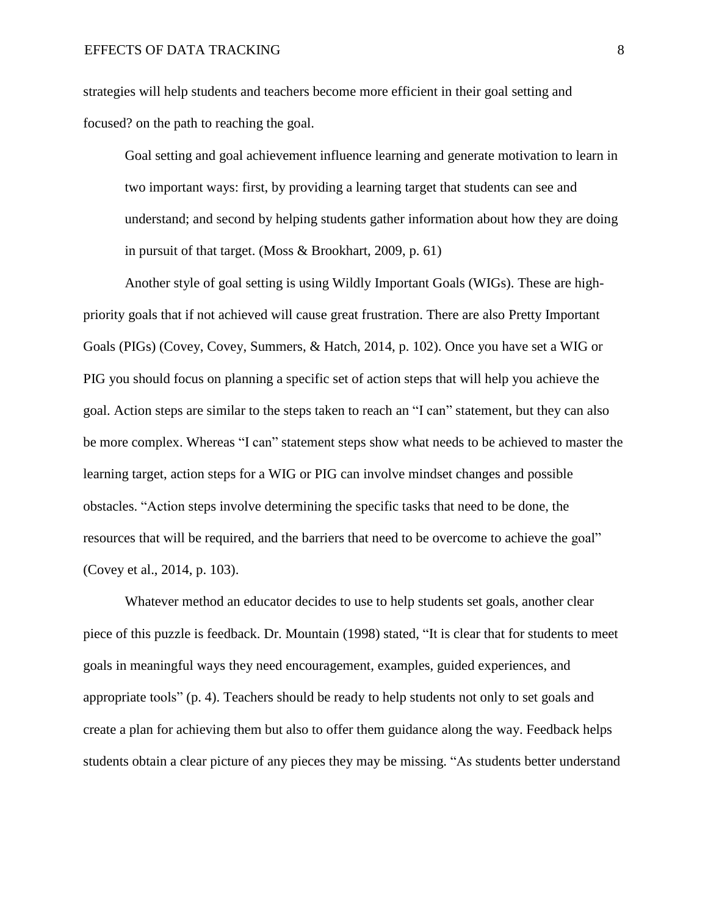strategies will help students and teachers become more efficient in their goal setting and focused? on the path to reaching the goal.

> Goal setting and goal achievement influence learning and generate motivation to learn in two important ways: first, by providing a learning target that students can see and understand; and second by helping students gather information about how they are doing in pursuit of that target. (Moss & Brookhart, 2009, p. 61)

Another style of goal setting is using Wildly Important Goals (WIGs). These are high-priority goals that if not achieved will cause great frustration. There are also Pretty Important Goals (PIGs) (Covey, Covey, Summers, & Hatch, 2014, p. 102). Once you have set a WIG or PIG you should focus on planning a specific set of action steps that will help you achieve the goal. Action steps are similar to the steps taken to reach an "I can" statement, but they can also be more complex. Whereas "I can" statement steps show what needs to be achieved to master the learning target, action steps for a WIG or PIG can involve mindset changes and possible obstacles. "Action steps involve determining the specific tasks that need to be done, the resources that will be required, and the barriers that need to be overcome to achieve the goal" (Covey et al., 2014, p. 103).

Whatever method an educator decides to use to help students set goals, another clear piece of this puzzle is feedback. Dr. Mountain (1998) stated, "It is clear that for students to meet goals in meaningful ways they need encouragement, examples, guided experiences, and appropriate tools" (p. 4). Teachers should be ready to help students not only to set goals and create a plan for achieving them but also to offer them guidance along the way. Feedback helps students obtain a clear picture of any pieces they may be missing. "As students better understand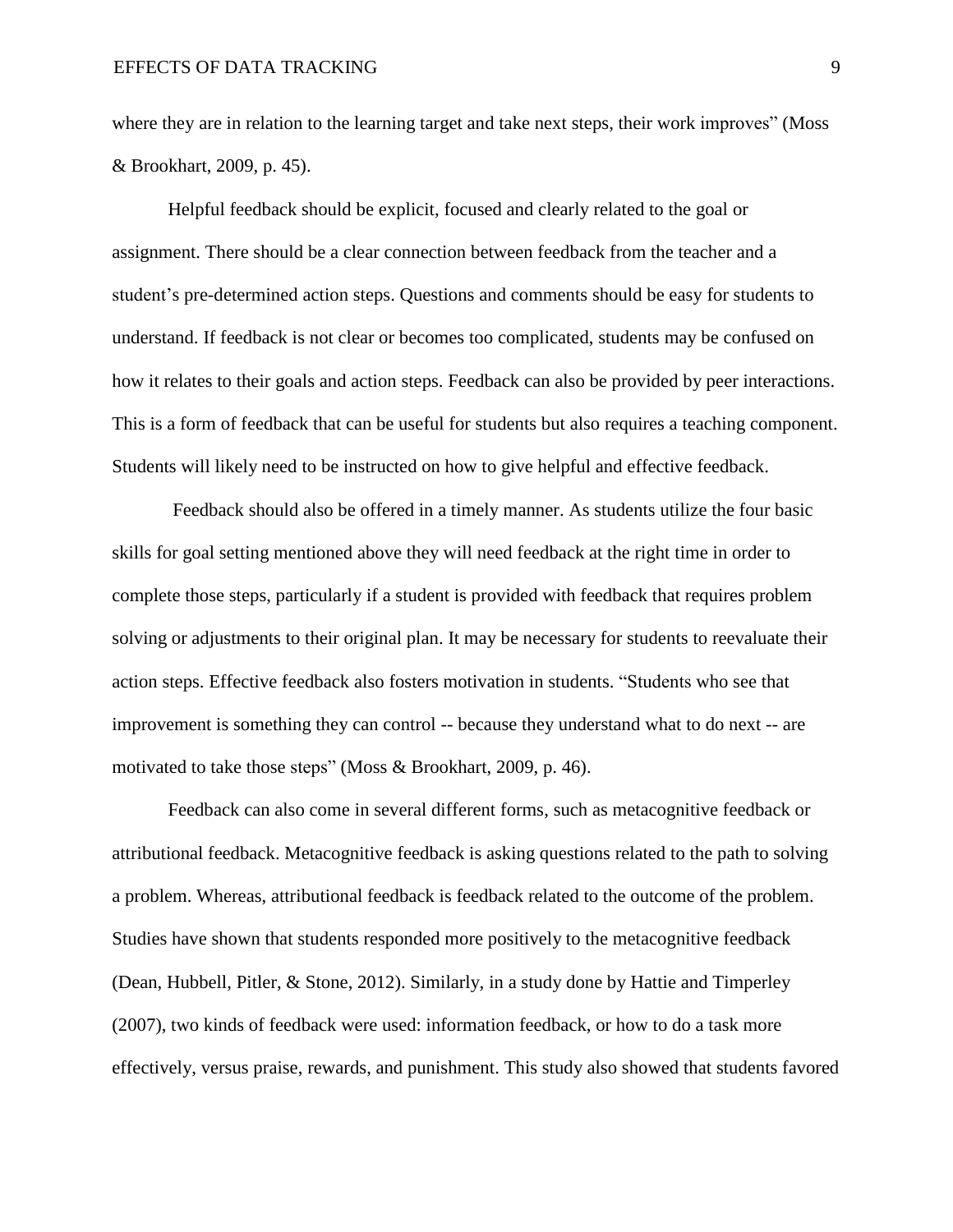where they are in relation to the learning target and take next steps, their work improves" (Moss & Brookhart, 2009, p. 45).

Helpful feedback should be explicit, focused and clearly related to the goal or assignment. There should be a clear connection between feedback from the teacher and a student's pre-determined action steps. Questions and comments should be easy for students to understand. If feedback is not clear or becomes too complicated, students may be confused on how it relates to their goals and action steps. Feedback can also be provided by peer interactions. This is a form of feedback that can be useful for students but also requires a teaching component. Students will likely need to be instructed on how to give helpful and effective feedback.

Feedback should also be offered in a timely manner. As students utilize the four basic skills for goal setting mentioned above they will need feedback at the right time in order to complete those steps, particularly if a student is provided with feedback that requires problem solving or adjustments to their original plan. It may be necessary for students to reevaluate their action steps. Effective feedback also fosters motivation in students. "Students who see that improvement is something they can control -- because they understand what to do next -- are motivated to take those steps" (Moss & Brookhart, 2009, p. 46).

Feedback can also come in several different forms, such as metacognitive feedback or attributional feedback. Metacognitive feedback is asking questions related to the path to solving a problem. Whereas, attributional feedback is feedback related to the outcome of the problem. Studies have shown that students responded more positively to the metacognitive feedback (Dean, Hubbell, Pitler, & Stone, 2012). Similarly, in a study done by Hattie and Timperley (2007), two kinds of feedback were used: information feedback, or how to do a task more effectively, versus praise, rewards, and punishment. This study also showed that students favored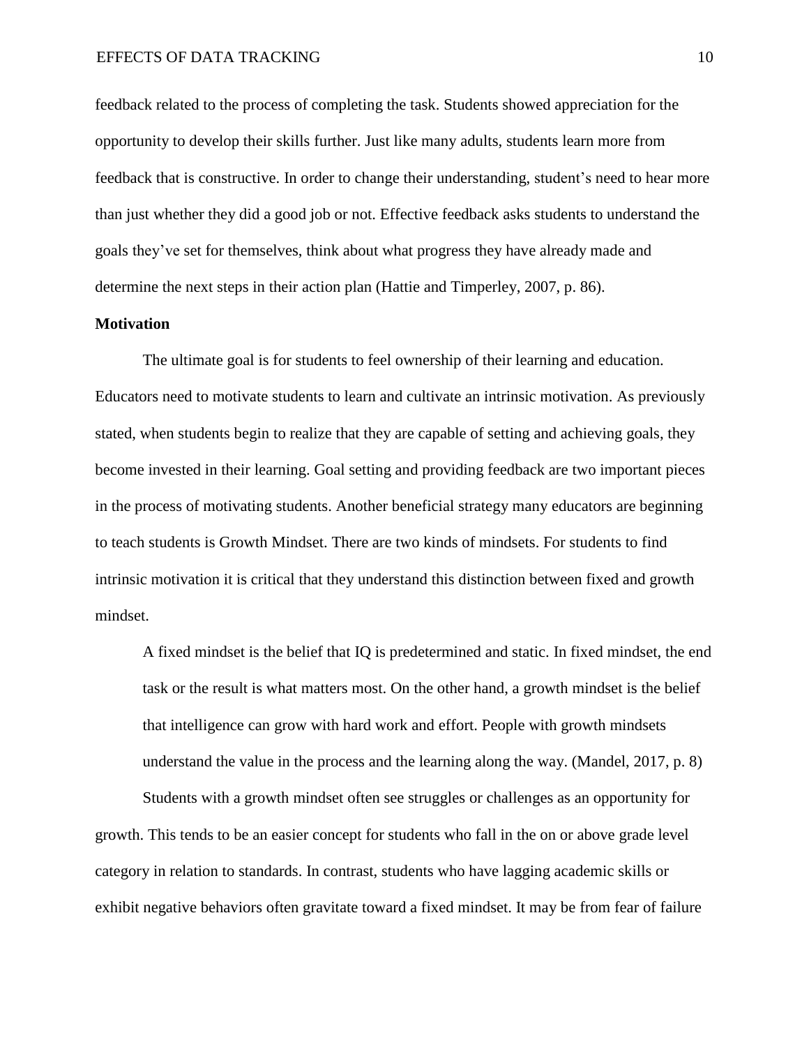feedback related to the process of completing the task. Students showed appreciation for the opportunity to develop their skills further. Just like many adults, students learn more from feedback that is constructive. In order to change their understanding, student's need to hear more than just whether they did a good job or not. Effective feedback asks students to understand the goals they've set for themselves, think about what progress they have already made and determine the next steps in their action plan (Hattie and Timperley, 2007, p. 86).

**Motivation**

The ultimate goal is for students to feel ownership of their learning and education. Educators need to motivate students to learn and cultivate an intrinsic motivation. As previously stated, when students begin to realize that they are capable of setting and achieving goals, they become invested in their learning. Goal setting and providing feedback are two important pieces in the process of motivating students. Another beneficial strategy many educators are beginning to teach students is Growth Mindset. There are two kinds of mindsets. For students to find intrinsic motivation it is critical that they understand this distinction between fixed and growth mindset.

> A fixed mindset is the belief that IQ is predetermined and static. In fixed mindset, the end task or the result is what matters most. On the other hand, a growth mindset is the belief that intelligence can grow with hard work and effort. People with growth mindsets understand the value in the process and the learning along the way. (Mandel, 2017, p. 8)

Students with a growth mindset often see struggles or challenges as an opportunity for growth. This tends to be an easier concept for students who fall in the on or above grade level category in relation to standards. In contrast, students who have lagging academic skills or exhibit negative behaviors often gravitate toward a fixed mindset. It may be from fear of failure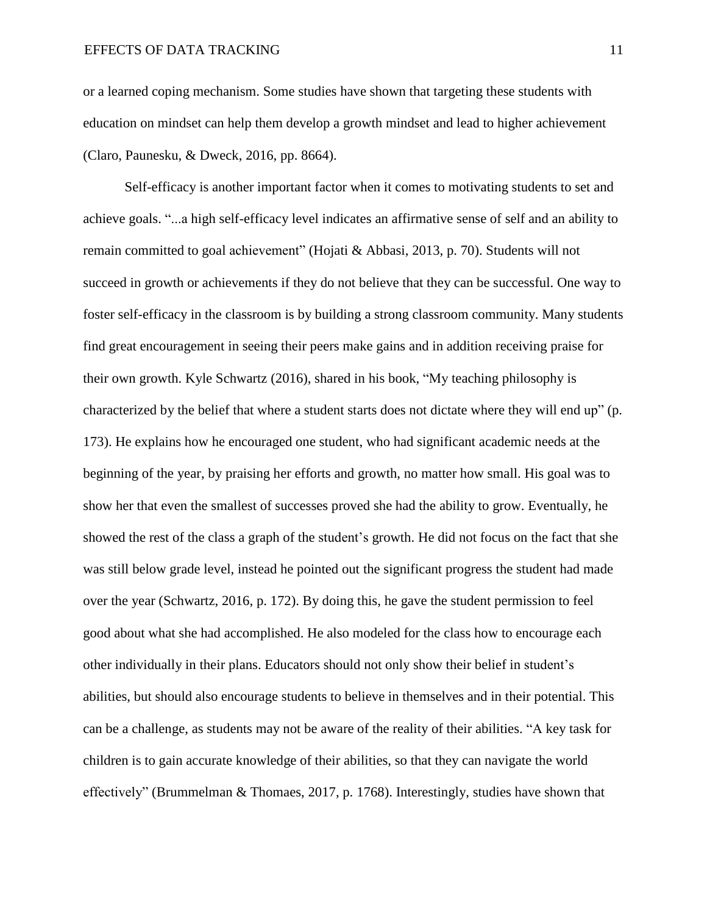or a learned coping mechanism. Some studies have shown that targeting these students with education on mindset can help them develop a growth mindset and lead to higher achievement (Claro, Paunesku, & Dweck, 2016, pp. 8664).

Self-efficacy is another important factor when it comes to motivating students to set and achieve goals. "...a high self-efficacy level indicates an affirmative sense of self and an ability to remain committed to goal achievement" (Hojati & Abbasi, 2013, p. 70). Students will not succeed in growth or achievements if they do not believe that they can be successful. One way to foster self-efficacy in the classroom is by building a strong classroom community. Many students find great encouragement in seeing their peers make gains and in addition receiving praise for their own growth. Kyle Schwartz (2016), shared in his book, "My teaching philosophy is characterized by the belief that where a student starts does not dictate where they will end up" (p. 173). He explains how he encouraged one student, who had significant academic needs at the beginning of the year, by praising her efforts and growth, no matter how small. His goal was to show her that even the smallest of successes proved she had the ability to grow. Eventually, he showed the rest of the class a graph of the student's growth. He did not focus on the fact that she was still below grade level, instead he pointed out the significant progress the student had made over the year (Schwartz, 2016, p. 172). By doing this, he gave the student permission to feel good about what she had accomplished. He also modeled for the class how to encourage each other individually in their plans. Educators should not only show their belief in student's abilities, but should also encourage students to believe in themselves and in their potential. This can be a challenge, as students may not be aware of the reality of their abilities. "A key task for children is to gain accurate knowledge of their abilities, so that they can navigate the world effectively" (Brummelman & Thomaes, 2017, p. 1768). Interestingly, studies have shown that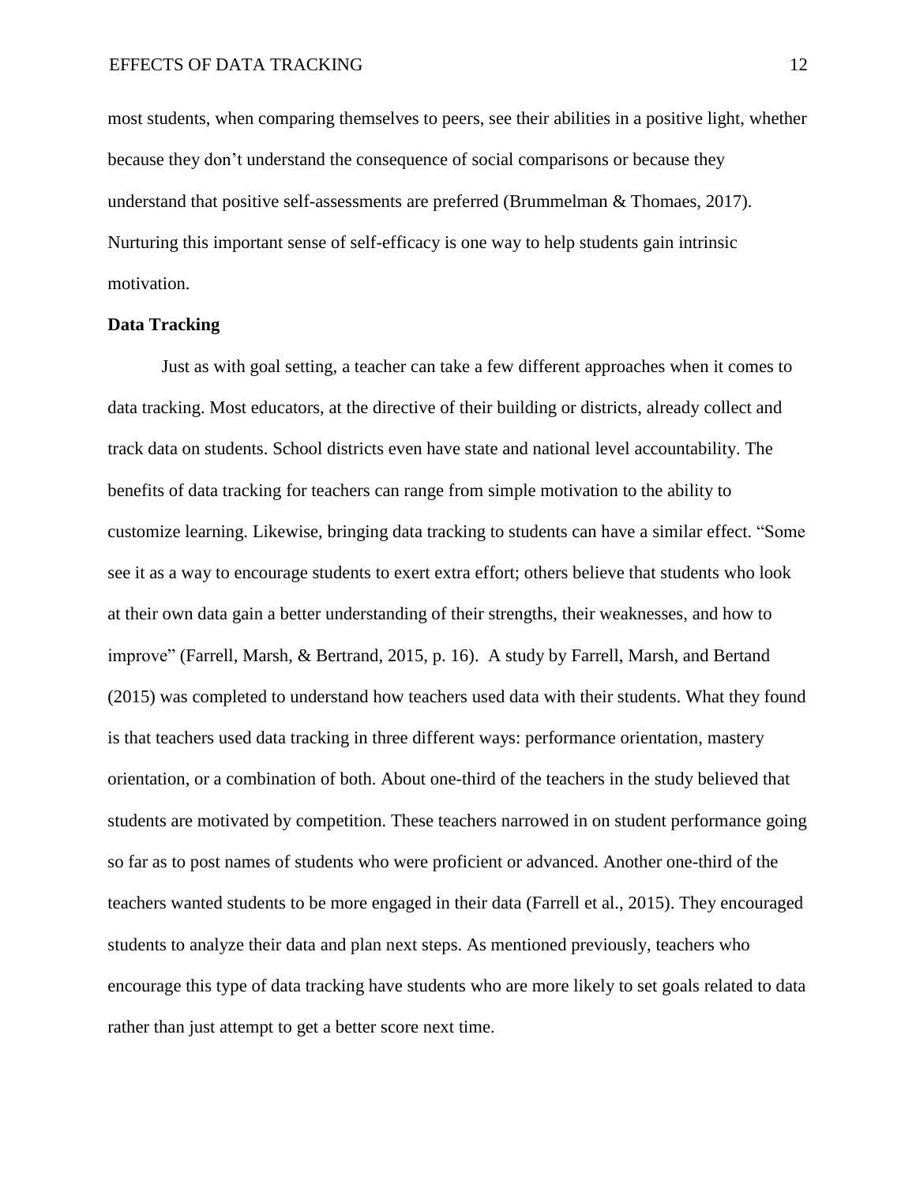most students, when comparing themselves to peers, see their abilities in a positive light, whether because they don't understand the consequence of social comparisons or because they understand that positive self-assessments are preferred (Brummelman & Thomaes, 2017). Nurturing this important sense of self-efficacy is one way to help students gain intrinsic motivation.

**Data Tracking**

Just as with goal setting, a teacher can take a few different approaches when it comes to data tracking. Most educators, at the directive of their building or districts, already collect and track data on students. School districts even have state and national level accountability. The benefits of data tracking for teachers can range from simple motivation to the ability to customize learning. Likewise, bringing data tracking to students can have a similar effect. "Some see it as a way to encourage students to exert extra effort; others believe that students who look at their own data gain a better understanding of their strengths, their weaknesses, and how to improve" (Farrell, Marsh, & Bertrand, 2015, p. 16). A study by Farrell, Marsh, and Bertand (2015) was completed to understand how teachers used data with their students. What they found is that teachers used data tracking in three different ways: performance orientation, mastery orientation, or a combination of both. About one-third of the teachers in the study believed that students are motivated by competition. These teachers narrowed in on student performance going so far as to post names of students who were proficient or advanced. Another one-third of the teachers wanted students to be more engaged in their data (Farrell et al., 2015). They encouraged students to analyze their data and plan next steps. As mentioned previously, teachers who encourage this type of data tracking have students who are more likely to set goals related to data rather than just attempt to get a better score next time.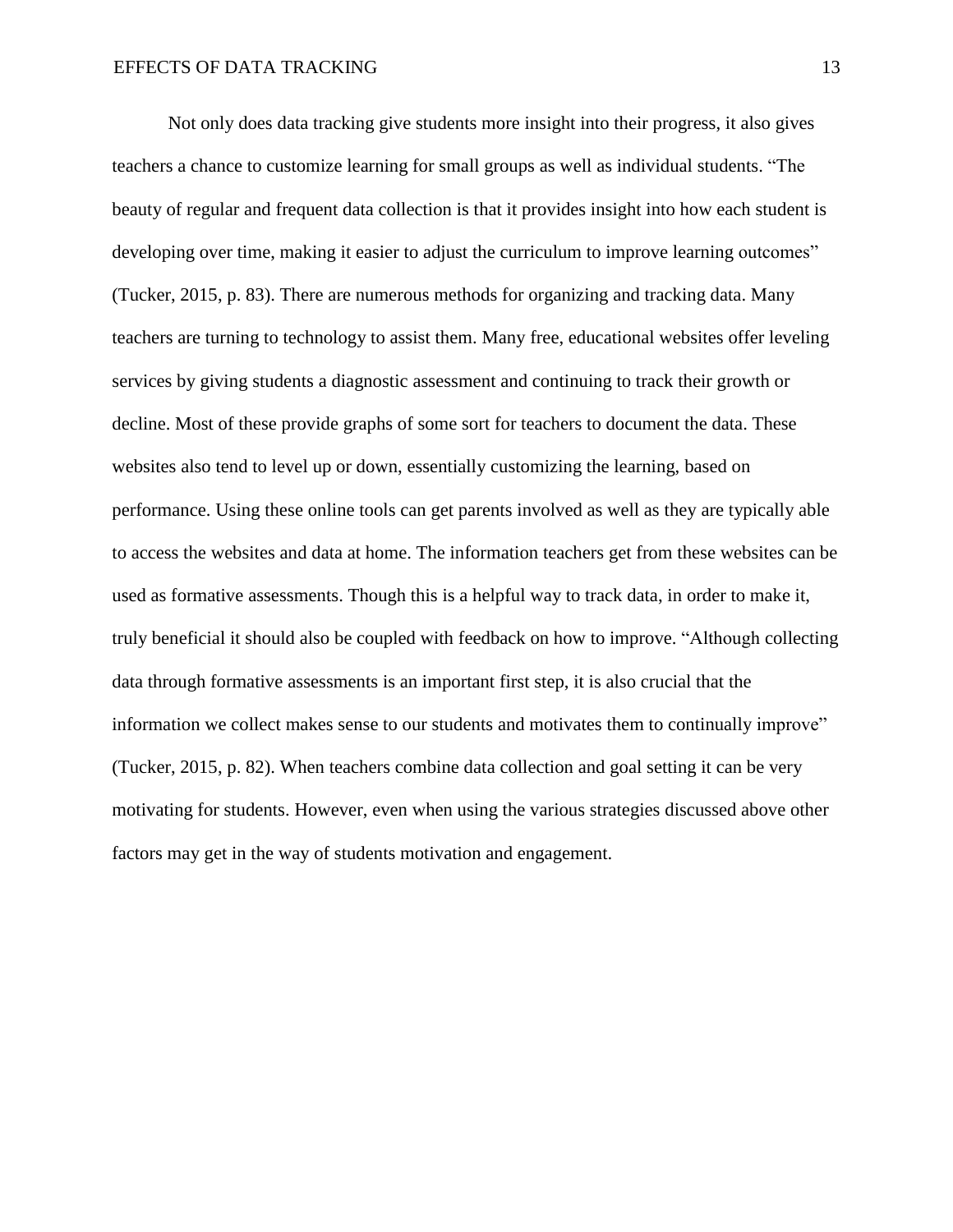Not only does data tracking give students more insight into their progress, it also gives teachers a chance to customize learning for small groups as well as individual students. “The beauty of regular and frequent data collection is that it provides insight into how each student is developing over time, making it easier to adjust the curriculum to improve learning outcomes” (Tucker, 2015, p. 83). There are numerous methods for organizing and tracking data. Many teachers are turning to technology to assist them. Many free, educational websites offer leveling services by giving students a diagnostic assessment and continuing to track their growth or decline. Most of these provide graphs of some sort for teachers to document the data. These websites also tend to level up or down, essentially customizing the learning, based on performance. Using these online tools can get parents involved as well as they are typically able to access the websites and data at home. The information teachers get from these websites can be used as formative assessments. Though this is a helpful way to track data, in order to make it, truly beneficial it should also be coupled with feedback on how to improve. “Although collecting data through formative assessments is an important first step, it is also crucial that the information we collect makes sense to our students and motivates them to continually improve” (Tucker, 2015, p. 82). When teachers combine data collection and goal setting it can be very motivating for students. However, even when using the various strategies discussed above other factors may get in the way of students motivation and engagement.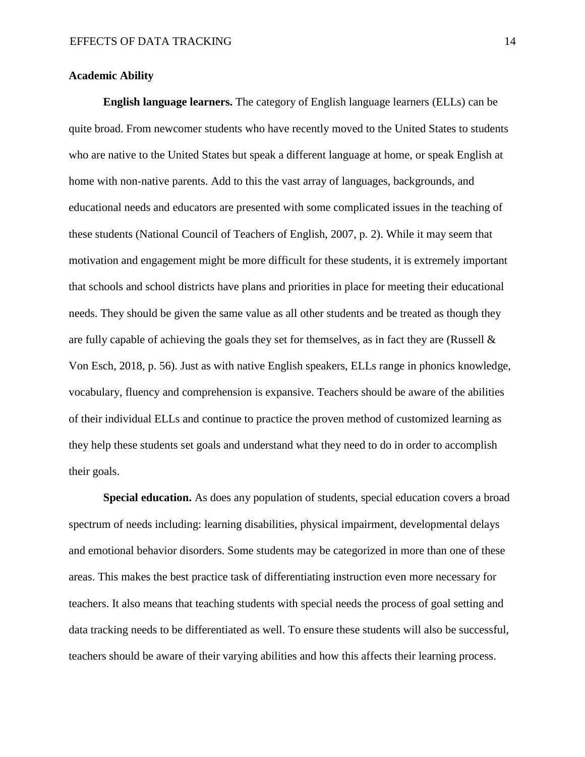**Academic Ability**

**English language learners.** The category of English language learners (ELLs) can be quite broad. From newcomer students who have recently moved to the United States to students who are native to the United States but speak a different language at home, or speak English at home with non-native parents. Add to this the vast array of languages, backgrounds, and educational needs and educators are presented with some complicated issues in the teaching of these students (National Council of Teachers of English, 2007, p. 2). While it may seem that motivation and engagement might be more difficult for these students, it is extremely important that schools and school districts have plans and priorities in place for meeting their educational needs. They should be given the same value as all other students and be treated as though they are fully capable of achieving the goals they set for themselves, as in fact they are (Russell & Von Esch, 2018, p. 56). Just as with native English speakers, ELLs range in phonics knowledge, vocabulary, fluency and comprehension is expansive. Teachers should be aware of the abilities of their individual ELLs and continue to practice the proven method of customized learning as they help these students set goals and understand what they need to do in order to accomplish their goals.

**Special education.** As does any population of students, special education covers a broad spectrum of needs including: learning disabilities, physical impairment, developmental delays and emotional behavior disorders. Some students may be categorized in more than one of these areas. This makes the best practice task of differentiating instruction even more necessary for teachers. It also means that teaching students with special needs the process of goal setting and data tracking needs to be differentiated as well. To ensure these students will also be successful, teachers should be aware of their varying abilities and how this affects their learning process.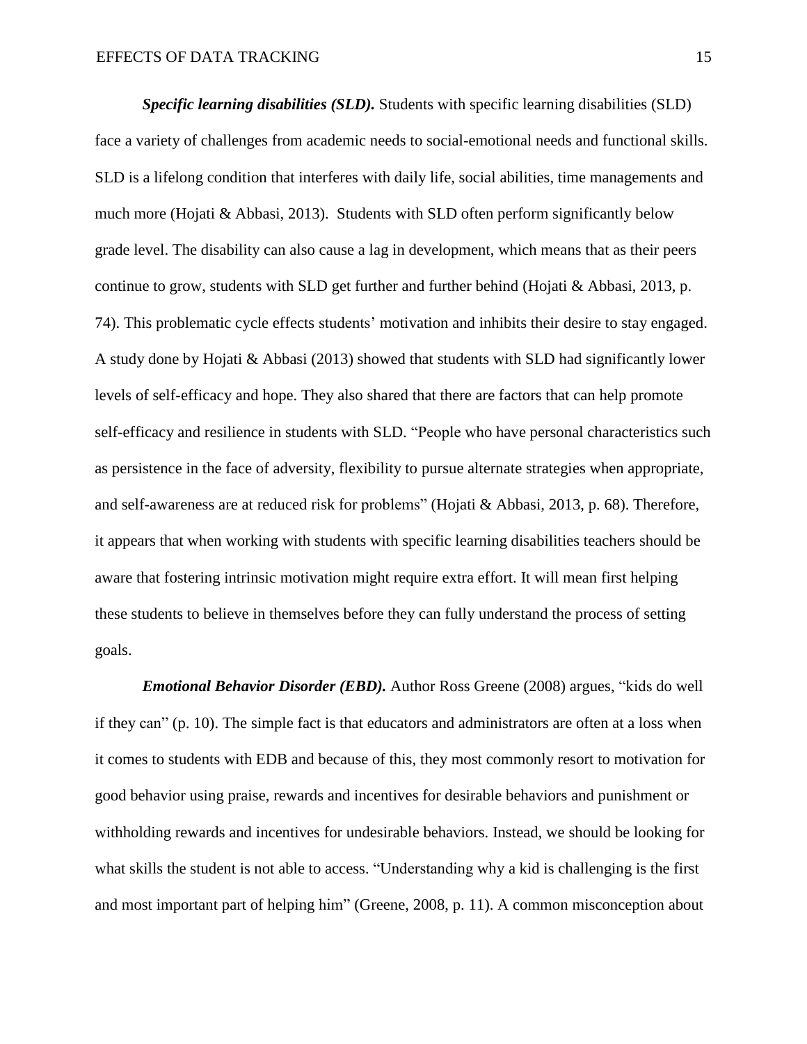***Specific learning disabilities (SLD).*** Students with specific learning disabilities (SLD) face a variety of challenges from academic needs to social-emotional needs and functional skills. SLD is a lifelong condition that interferes with daily life, social abilities, time managements and much more (Hojati & Abbasi, 2013). Students with SLD often perform significantly below grade level. The disability can also cause a lag in development, which means that as their peers continue to grow, students with SLD get further and further behind (Hojati & Abbasi, 2013, p. 74). This problematic cycle effects students' motivation and inhibits their desire to stay engaged. A study done by Hojati & Abbasi (2013) showed that students with SLD had significantly lower levels of self-efficacy and hope. They also shared that there are factors that can help promote self-efficacy and resilience in students with SLD. "People who have personal characteristics such as persistence in the face of adversity, flexibility to pursue alternate strategies when appropriate, and self-awareness are at reduced risk for problems" (Hojati & Abbasi, 2013, p. 68). Therefore, it appears that when working with students with specific learning disabilities teachers should be aware that fostering intrinsic motivation might require extra effort. It will mean first helping these students to believe in themselves before they can fully understand the process of setting goals.

***Emotional Behavior Disorder (EBD).*** Author Ross Greene (2008) argues, "kids do well if they can" (p. 10). The simple fact is that educators and administrators are often at a loss when it comes to students with EDB and because of this, they most commonly resort to motivation for good behavior using praise, rewards and incentives for desirable behaviors and punishment or withholding rewards and incentives for undesirable behaviors. Instead, we should be looking for what skills the student is not able to access. "Understanding why a kid is challenging is the first and most important part of helping him" (Greene, 2008, p. 11). A common misconception about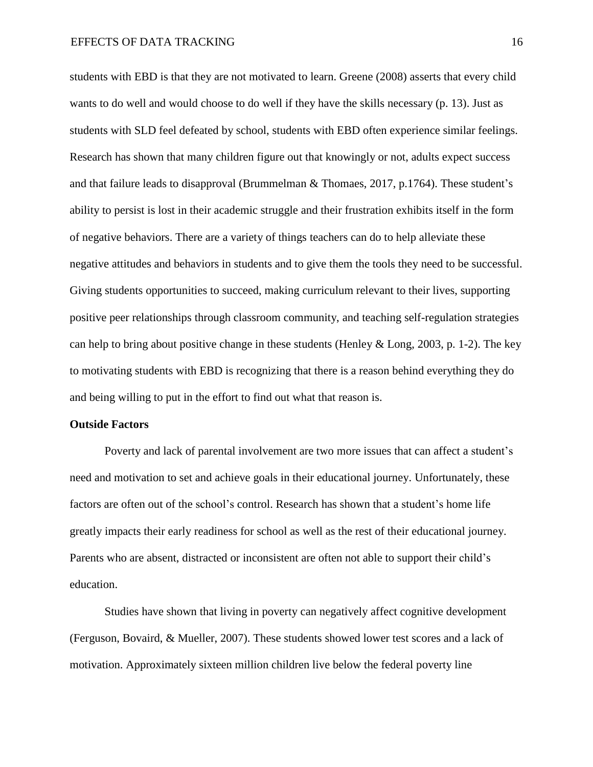students with EBD is that they are not motivated to learn. Greene (2008) asserts that every child wants to do well and would choose to do well if they have the skills necessary (p. 13). Just as students with SLD feel defeated by school, students with EBD often experience similar feelings. Research has shown that many children figure out that knowingly or not, adults expect success and that failure leads to disapproval (Brummelman & Thomaes, 2017, p.1764). These student's ability to persist is lost in their academic struggle and their frustration exhibits itself in the form of negative behaviors. There are a variety of things teachers can do to help alleviate these negative attitudes and behaviors in students and to give them the tools they need to be successful. Giving students opportunities to succeed, making curriculum relevant to their lives, supporting positive peer relationships through classroom community, and teaching self-regulation strategies can help to bring about positive change in these students (Henley & Long, 2003, p. 1-2). The key to motivating students with EBD is recognizing that there is a reason behind everything they do and being willing to put in the effort to find out what that reason is.

**Outside Factors**

Poverty and lack of parental involvement are two more issues that can affect a student's need and motivation to set and achieve goals in their educational journey. Unfortunately, these factors are often out of the school's control. Research has shown that a student's home life greatly impacts their early readiness for school as well as the rest of their educational journey. Parents who are absent, distracted or inconsistent are often not able to support their child's education.

Studies have shown that living in poverty can negatively affect cognitive development (Ferguson, Bovaird, & Mueller, 2007). These students showed lower test scores and a lack of motivation. Approximately sixteen million children live below the federal poverty line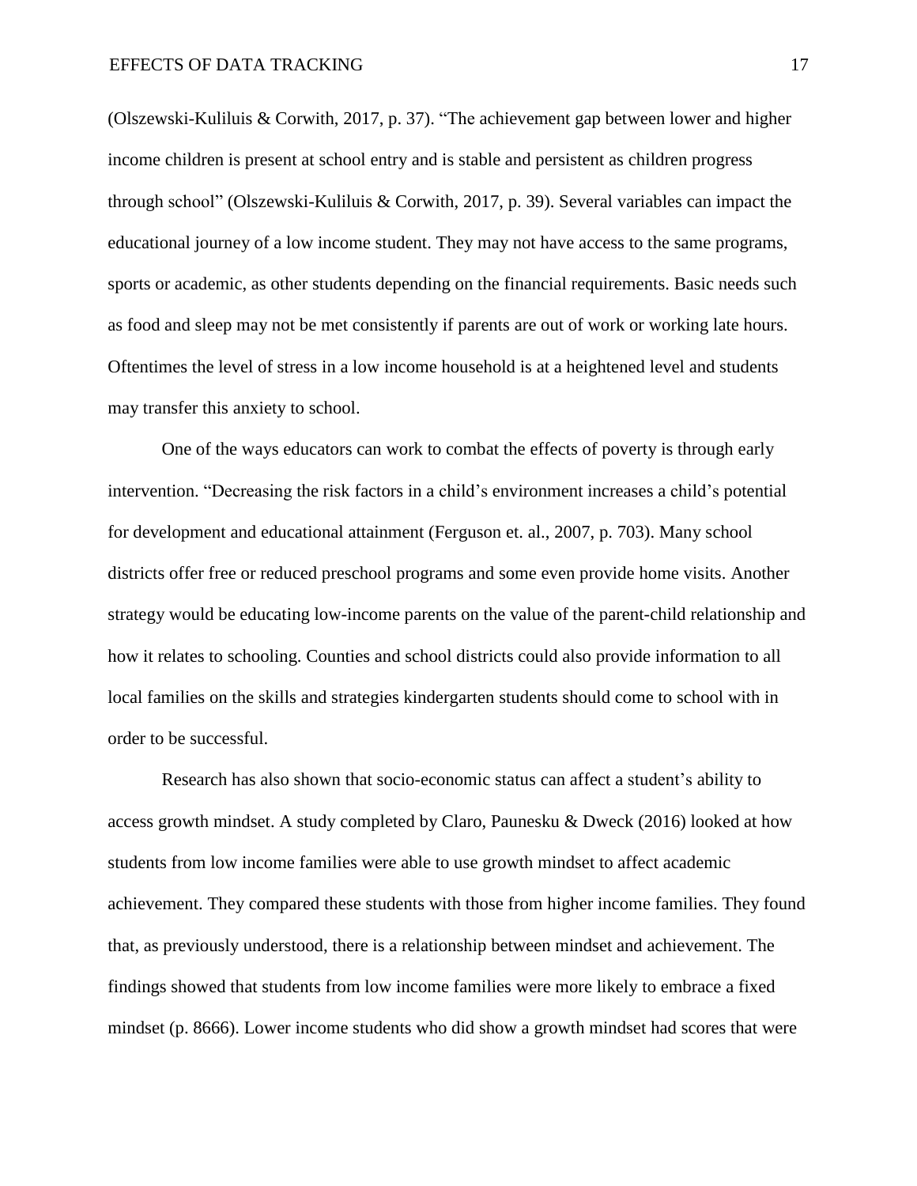(Olszewski-Kuliluis & Corwith, 2017, p. 37). “The achievement gap between lower and higher income children is present at school entry and is stable and persistent as children progress through school” (Olszewski-Kuliluis & Corwith, 2017, p. 39). Several variables can impact the educational journey of a low income student. They may not have access to the same programs, sports or academic, as other students depending on the financial requirements. Basic needs such as food and sleep may not be met consistently if parents are out of work or working late hours. Oftentimes the level of stress in a low income household is at a heightened level and students may transfer this anxiety to school.

One of the ways educators can work to combat the effects of poverty is through early intervention. “Decreasing the risk factors in a child’s environment increases a child’s potential for development and educational attainment (Ferguson et. al., 2007, p. 703). Many school districts offer free or reduced preschool programs and some even provide home visits. Another strategy would be educating low-income parents on the value of the parent-child relationship and how it relates to schooling. Counties and school districts could also provide information to all local families on the skills and strategies kindergarten students should come to school with in order to be successful.

Research has also shown that socio-economic status can affect a student’s ability to access growth mindset. A study completed by Claro, Paunesku & Dweck (2016) looked at how students from low income families were able to use growth mindset to affect academic achievement. They compared these students with those from higher income families. They found that, as previously understood, there is a relationship between mindset and achievement. The findings showed that students from low income families were more likely to embrace a fixed mindset (p. 8666). Lower income students who did show a growth mindset had scores that were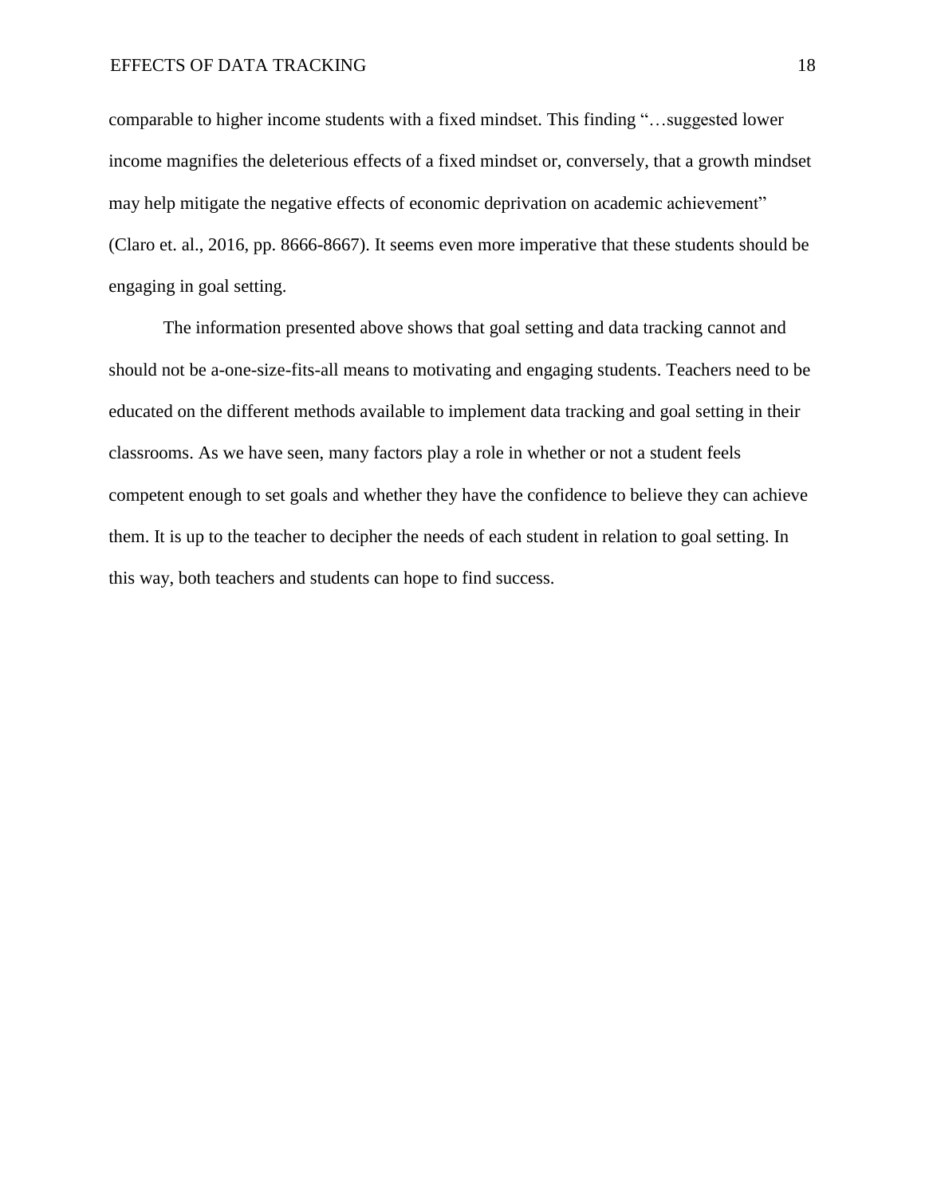comparable to higher income students with a fixed mindset. This finding "…suggested lower income magnifies the deleterious effects of a fixed mindset or, conversely, that a growth mindset may help mitigate the negative effects of economic deprivation on academic achievement" (Claro et. al., 2016, pp. 8666-8667). It seems even more imperative that these students should be engaging in goal setting.

The information presented above shows that goal setting and data tracking cannot and should not be a-one-size-fits-all means to motivating and engaging students. Teachers need to be educated on the different methods available to implement data tracking and goal setting in their classrooms. As we have seen, many factors play a role in whether or not a student feels competent enough to set goals and whether they have the confidence to believe they can achieve them. It is up to the teacher to decipher the needs of each student in relation to goal setting. In this way, both teachers and students can hope to find success.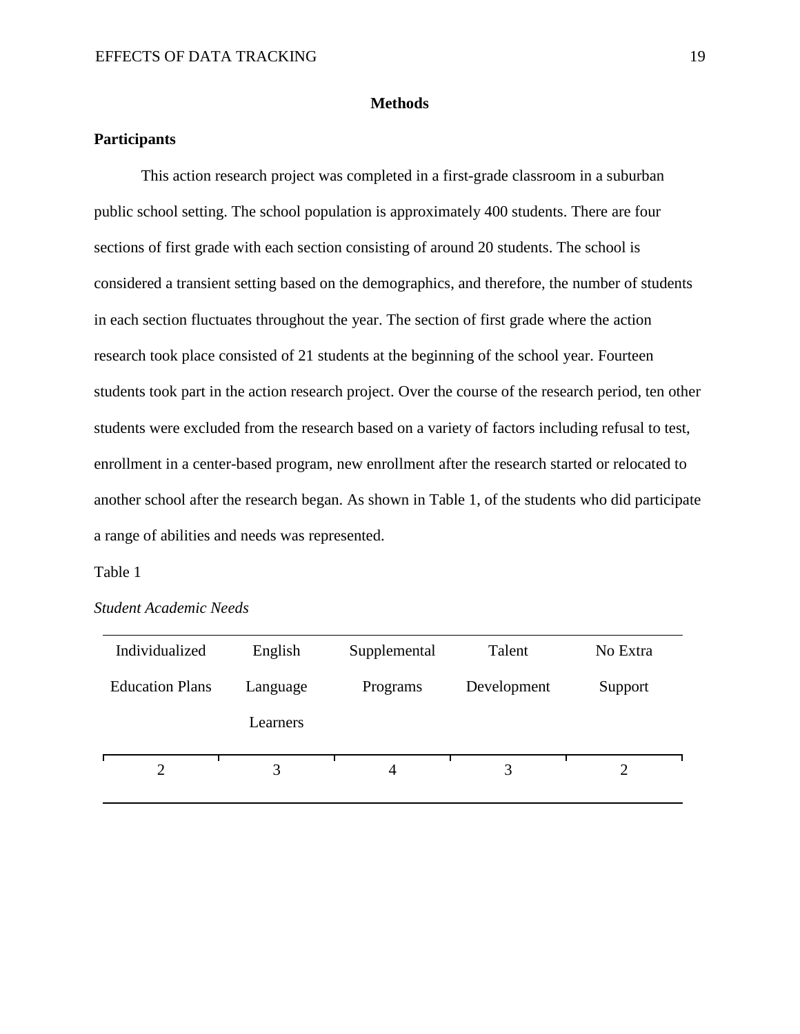# Methods

## Participants

This action research project was completed in a first-grade classroom in a suburban public school setting. The school population is approximately 400 students. There are four sections of first grade with each section consisting of around 20 students. The school is considered a transient setting based on the demographics, and therefore, the number of students in each section fluctuates throughout the year. The section of first grade where the action research took place consisted of 21 students at the beginning of the school year. Fourteen students took part in the action research project. Over the course of the research period, ten other students were excluded from the research based on a variety of factors including refusal to test, enrollment in a center-based program, new enrollment after the research started or relocated to another school after the research began. As shown in Table 1, of the students who did participate a range of abilities and needs was represented.

Table 1

*Student Academic Needs*

| Individualized Education Plans | English Language Learners | Supplemental Programs | Talent Development | No Extra Support |
|---|---|---|---|---|
| 2 | 3 | 4 | 3 | 2 |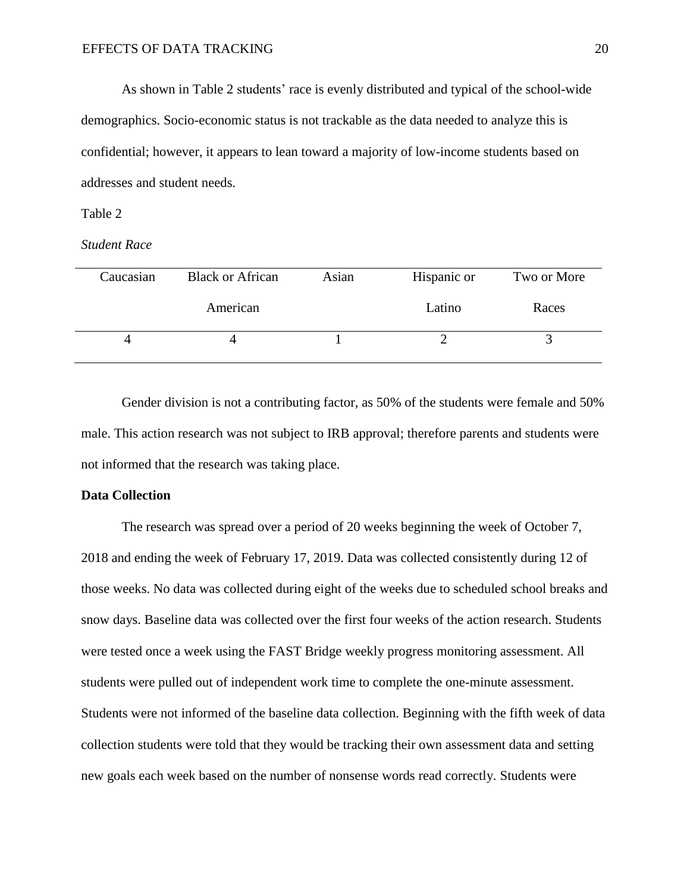As shown in Table 2 students' race is evenly distributed and typical of the school-wide demographics. Socio-economic status is not trackable as the data needed to analyze this is confidential; however, it appears to lean toward a majority of low-income students based on addresses and student needs.

Table 2

*Student Race*

| Caucasian | Black or African American | Asian | Hispanic or Latino | Two or More Races |
|---|---|---|---|---|
| 4 | 4 | 1 | 2 | 3 |

Gender division is not a contributing factor, as 50% of the students were female and 50% male. This action research was not subject to IRB approval; therefore parents and students were not informed that the research was taking place.

**Data Collection**

The research was spread over a period of 20 weeks beginning the week of October 7, 2018 and ending the week of February 17, 2019. Data was collected consistently during 12 of those weeks. No data was collected during eight of the weeks due to scheduled school breaks and snow days. Baseline data was collected over the first four weeks of the action research. Students were tested once a week using the FAST Bridge weekly progress monitoring assessment. All students were pulled out of independent work time to complete the one-minute assessment. Students were not informed of the baseline data collection. Beginning with the fifth week of data collection students were told that they would be tracking their own assessment data and setting new goals each week based on the number of nonsense words read correctly. Students were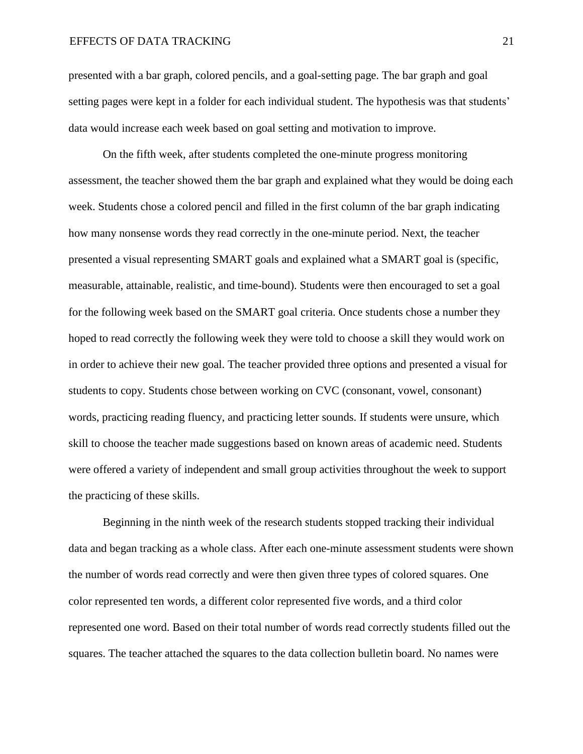presented with a bar graph, colored pencils, and a goal-setting page. The bar graph and goal setting pages were kept in a folder for each individual student. The hypothesis was that students' data would increase each week based on goal setting and motivation to improve.

On the fifth week, after students completed the one-minute progress monitoring assessment, the teacher showed them the bar graph and explained what they would be doing each week. Students chose a colored pencil and filled in the first column of the bar graph indicating how many nonsense words they read correctly in the one-minute period. Next, the teacher presented a visual representing SMART goals and explained what a SMART goal is (specific, measurable, attainable, realistic, and time-bound). Students were then encouraged to set a goal for the following week based on the SMART goal criteria. Once students chose a number they hoped to read correctly the following week they were told to choose a skill they would work on in order to achieve their new goal. The teacher provided three options and presented a visual for students to copy. Students chose between working on CVC (consonant, vowel, consonant) words, practicing reading fluency, and practicing letter sounds. If students were unsure, which skill to choose the teacher made suggestions based on known areas of academic need. Students were offered a variety of independent and small group activities throughout the week to support the practicing of these skills.

Beginning in the ninth week of the research students stopped tracking their individual data and began tracking as a whole class. After each one-minute assessment students were shown the number of words read correctly and were then given three types of colored squares. One color represented ten words, a different color represented five words, and a third color represented one word. Based on their total number of words read correctly students filled out the squares. The teacher attached the squares to the data collection bulletin board. No names were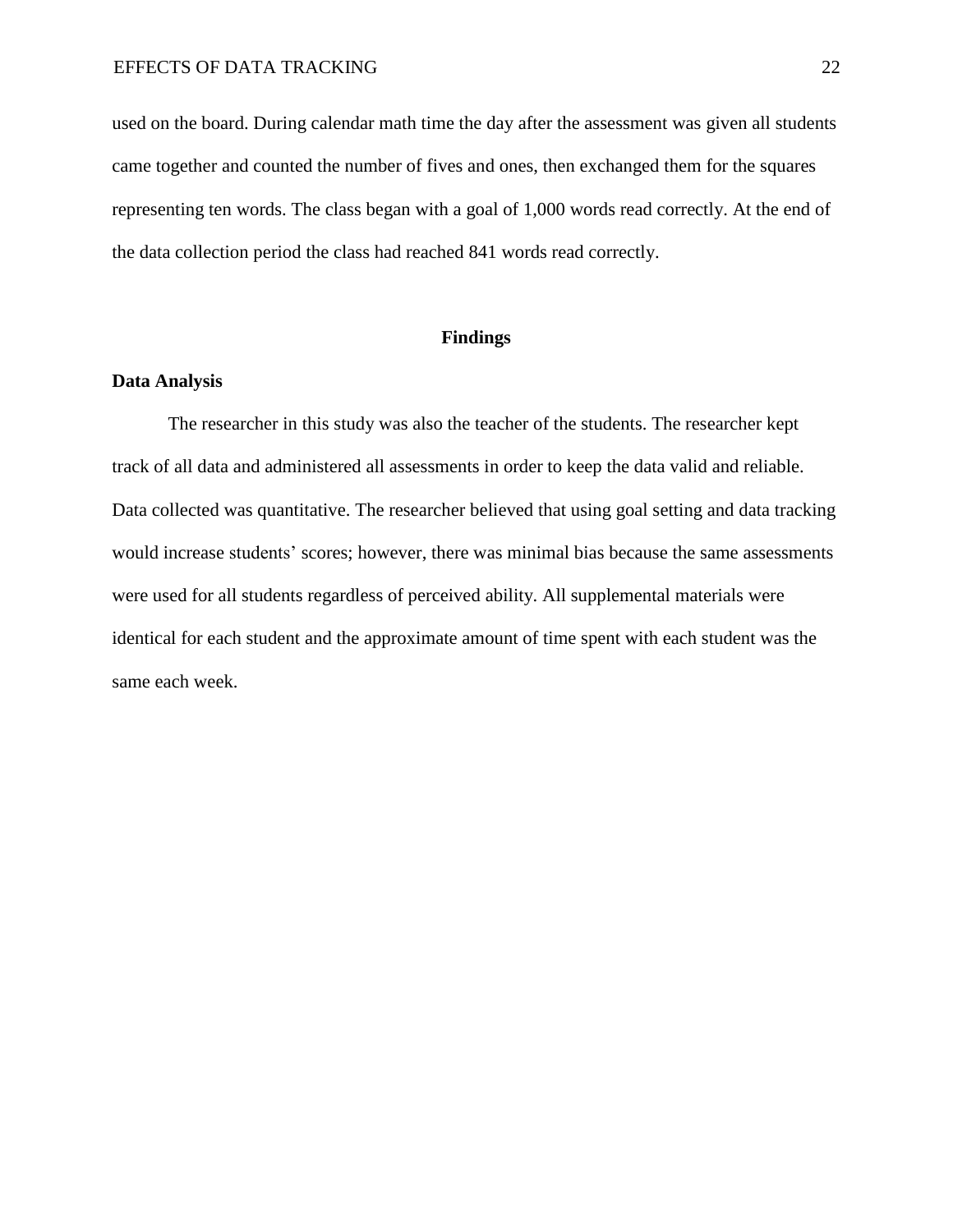used on the board. During calendar math time the day after the assessment was given all students came together and counted the number of fives and ones, then exchanged them for the squares representing ten words. The class began with a goal of 1,000 words read correctly. At the end of the data collection period the class had reached 841 words read correctly.

## Findings

### Data Analysis

The researcher in this study was also the teacher of the students. The researcher kept track of all data and administered all assessments in order to keep the data valid and reliable. Data collected was quantitative. The researcher believed that using goal setting and data tracking would increase students' scores; however, there was minimal bias because the same assessments were used for all students regardless of perceived ability. All supplemental materials were identical for each student and the approximate amount of time spent with each student was the same each week.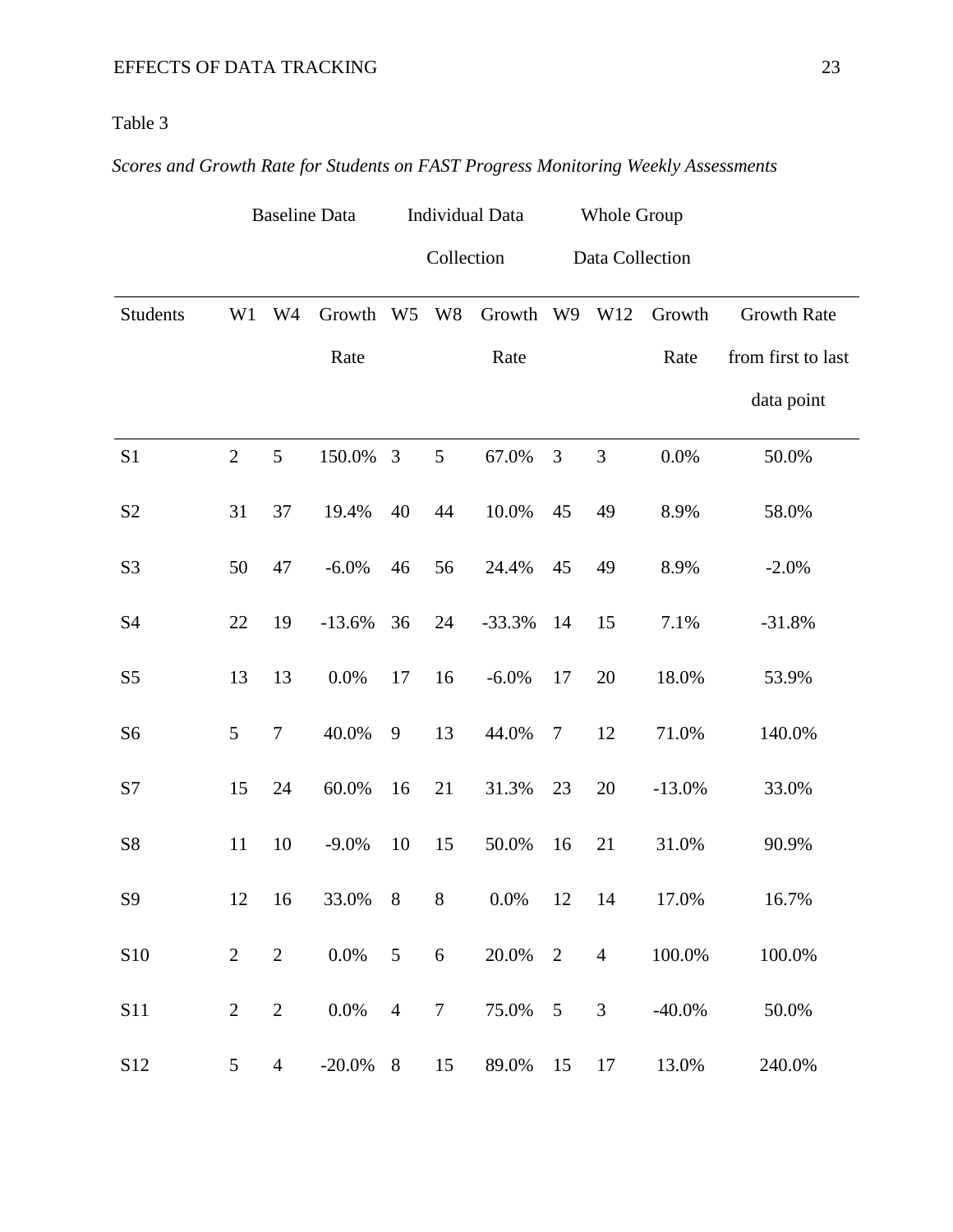Table 3

*Scores and Growth Rate for Students on FAST Progress Monitoring Weekly Assessments*

| | Baseline Data | | | Individual Data Collection | | | Whole Group Data Collection | | | |
|---|---|---|---|---|---|---|---|---|---|---|
| Students | W1 | W4 | Growth Rate | W5 | W8 | Growth Rate | W9 | W12 | Growth Rate | Growth Rate from first to last data point |
| S1 | 2 | 5 | 150.0% | 3 | 5 | 67.0% | 3 | 3 | 0.0% | 50.0% |
| S2 | 31 | 37 | 19.4% | 40 | 44 | 10.0% | 45 | 49 | 8.9% | 58.0% |
| S3 | 50 | 47 | -6.0% | 46 | 56 | 24.4% | 45 | 49 | 8.9% | -2.0% |
| S4 | 22 | 19 | -13.6% | 36 | 24 | -33.3% | 14 | 15 | 7.1% | -31.8% |
| S5 | 13 | 13 | 0.0% | 17 | 16 | -6.0% | 17 | 20 | 18.0% | 53.9% |
| S6 | 5 | 7 | 40.0% | 9 | 13 | 44.0% | 7 | 12 | 71.0% | 140.0% |
| S7 | 15 | 24 | 60.0% | 16 | 21 | 31.3% | 23 | 20 | -13.0% | 33.0% |
| S8 | 11 | 10 | -9.0% | 10 | 15 | 50.0% | 16 | 21 | 31.0% | 90.9% |
| S9 | 12 | 16 | 33.0% | 8 | 8 | 0.0% | 12 | 14 | 17.0% | 16.7% |
| S10 | 2 | 2 | 0.0% | 5 | 6 | 20.0% | 2 | 4 | 100.0% | 100.0% |
| S11 | 2 | 2 | 0.0% | 4 | 7 | 75.0% | 5 | 3 | -40.0% | 50.0% |
| S12 | 5 | 4 | -20.0% | 8 | 15 | 89.0% | 15 | 17 | 13.0% | 240.0% |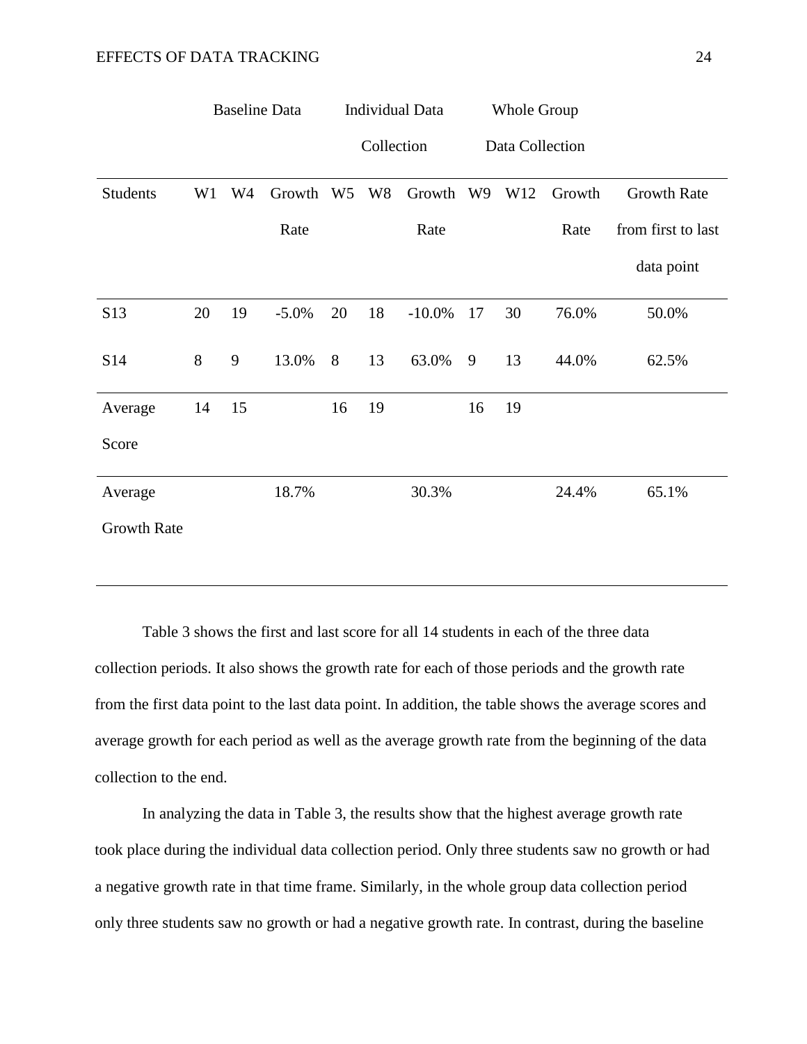| | Baseline Data | | | Individual Data Collection | | | Whole Group Data Collection | | |
|---|---|---|---|---|---|---|---|---|---|
| Students | W1 | W4 | Growth Rate | W5 | W8 | Growth Rate | W9 | W12 | Growth Rate | Growth Rate from first to last data point |
| S13 | 20 | 19 | -5.0% | 20 | 18 | -10.0% | 17 | 30 | 76.0% | 50.0% |
| S14 | 8 | 9 | 13.0% | 8 | 13 | 63.0% | 9 | 13 | 44.0% | 62.5% |
| Average Score | 14 | 15 | | 16 | 19 | | 16 | 19 | | |
| Average Growth Rate | | | 18.7% | | | 30.3% | | | 24.4% | 65.1% |

Table 3 shows the first and last score for all 14 students in each of the three data collection periods. It also shows the growth rate for each of those periods and the growth rate from the first data point to the last data point. In addition, the table shows the average scores and average growth for each period as well as the average growth rate from the beginning of the data collection to the end.

In analyzing the data in Table 3, the results show that the highest average growth rate took place during the individual data collection period. Only three students saw no growth or had a negative growth rate in that time frame. Similarly, in the whole group data collection period only three students saw no growth or had a negative growth rate. In contrast, during the baseline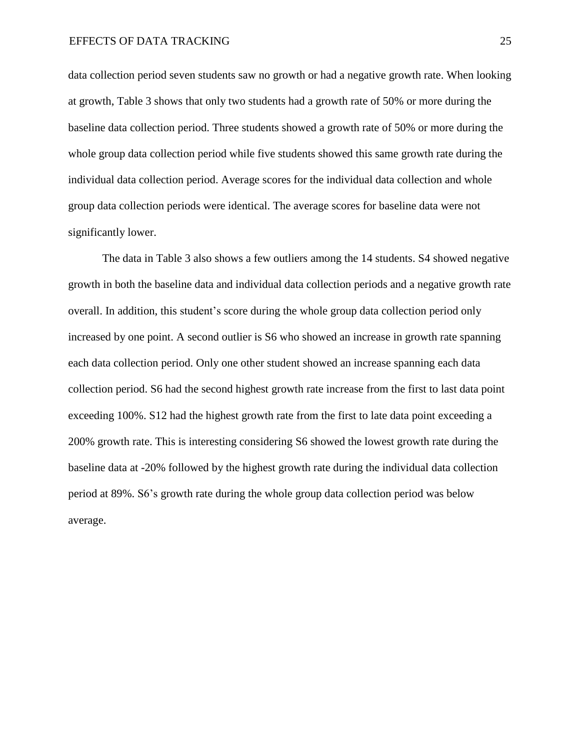data collection period seven students saw no growth or had a negative growth rate. When looking at growth, Table 3 shows that only two students had a growth rate of 50% or more during the baseline data collection period. Three students showed a growth rate of 50% or more during the whole group data collection period while five students showed this same growth rate during the individual data collection period. Average scores for the individual data collection and whole group data collection periods were identical. The average scores for baseline data were not significantly lower.

The data in Table 3 also shows a few outliers among the 14 students. S4 showed negative growth in both the baseline data and individual data collection periods and a negative growth rate overall. In addition, this student's score during the whole group data collection period only increased by one point. A second outlier is S6 who showed an increase in growth rate spanning each data collection period. Only one other student showed an increase spanning each data collection period. S6 had the second highest growth rate increase from the first to last data point exceeding 100%. S12 had the highest growth rate from the first to late data point exceeding a 200% growth rate. This is interesting considering S6 showed the lowest growth rate during the baseline data at -20% followed by the highest growth rate during the individual data collection period at 89%. S6's growth rate during the whole group data collection period was below average.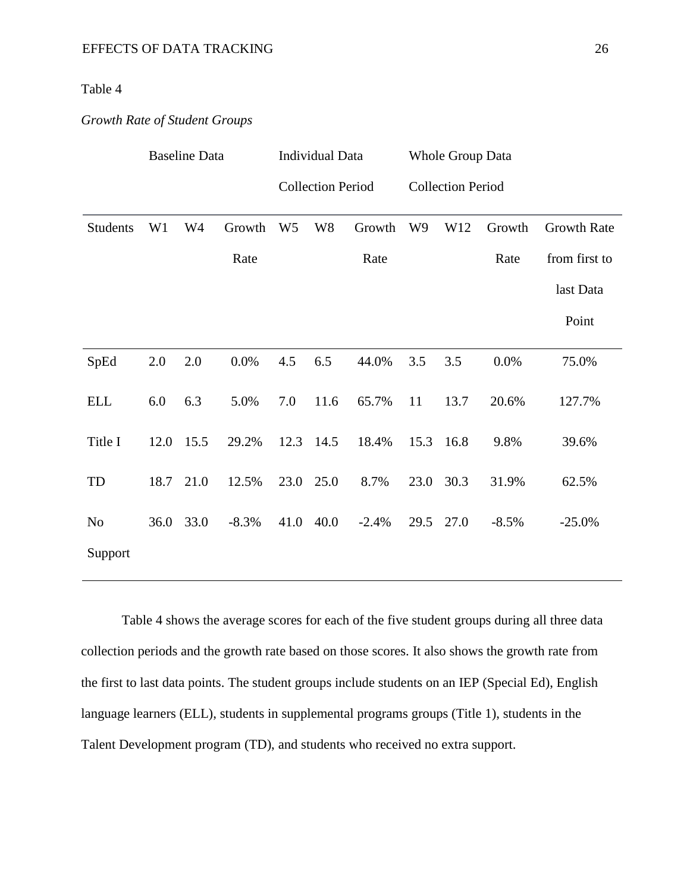Table 4

*Growth Rate of Student Groups*

| | Baseline Data | | | Individual Data Collection Period | | | Whole Group Data Collection Period | | | |
|---|---|---|---|---|---|---|---|---|---|---|
| Students | W1 | W4 | Growth Rate | W5 | W8 | Growth Rate | W9 | W12 | Growth Rate | Growth Rate from first to last Data Point |
| SpEd | 2.0 | 2.0 | 0.0% | 4.5 | 6.5 | 44.0% | 3.5 | 3.5 | 0.0% | 75.0% |
| ELL | 6.0 | 6.3 | 5.0% | 7.0 | 11.6 | 65.7% | 11 | 13.7 | 20.6% | 127.7% |
| Title I | 12.0 | 15.5 | 29.2% | 12.3 | 14.5 | 18.4% | 15.3 | 16.8 | 9.8% | 39.6% |
| TD | 18.7 | 21.0 | 12.5% | 23.0 | 25.0 | 8.7% | 23.0 | 30.3 | 31.9% | 62.5% |
| No Support | 36.0 | 33.0 | -8.3% | 41.0 | 40.0 | -2.4% | 29.5 | 27.0 | -8.5% | -25.0% |

Table 4 shows the average scores for each of the five student groups during all three data collection periods and the growth rate based on those scores. It also shows the growth rate from the first to last data points. The student groups include students on an IEP (Special Ed), English language learners (ELL), students in supplemental programs groups (Title 1), students in the Talent Development program (TD), and students who received no extra support.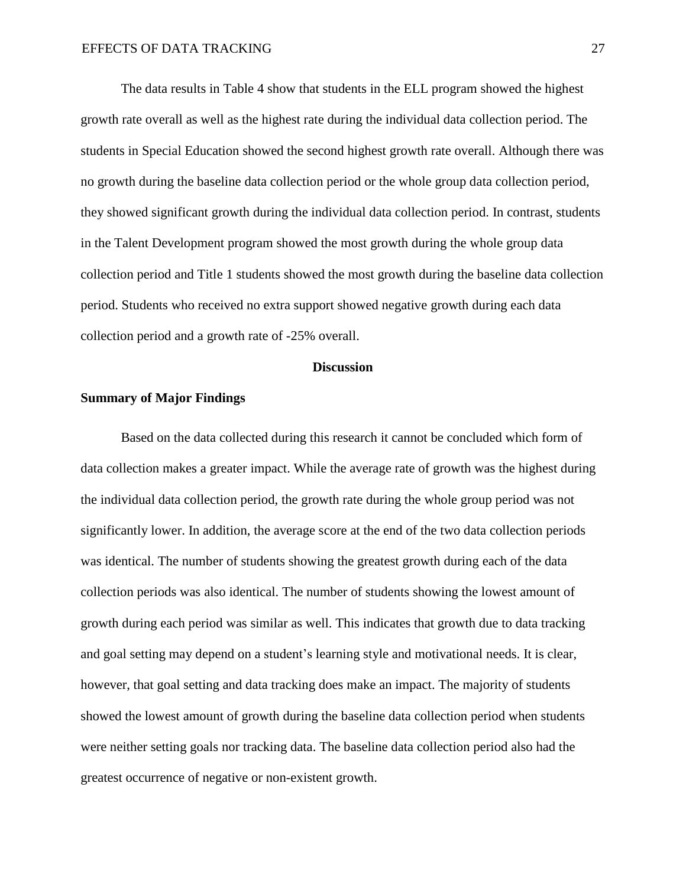The data results in Table 4 show that students in the ELL program showed the highest growth rate overall as well as the highest rate during the individual data collection period. The students in Special Education showed the second highest growth rate overall. Although there was no growth during the baseline data collection period or the whole group data collection period, they showed significant growth during the individual data collection period. In contrast, students in the Talent Development program showed the most growth during the whole group data collection period and Title 1 students showed the most growth during the baseline data collection period. Students who received no extra support showed negative growth during each data collection period and a growth rate of -25% overall.

## Discussion

### Summary of Major Findings

Based on the data collected during this research it cannot be concluded which form of data collection makes a greater impact. While the average rate of growth was the highest during the individual data collection period, the growth rate during the whole group period was not significantly lower. In addition, the average score at the end of the two data collection periods was identical. The number of students showing the greatest growth during each of the data collection periods was also identical. The number of students showing the lowest amount of growth during each period was similar as well. This indicates that growth due to data tracking and goal setting may depend on a student's learning style and motivational needs. It is clear, however, that goal setting and data tracking does make an impact. The majority of students showed the lowest amount of growth during the baseline data collection period when students were neither setting goals nor tracking data. The baseline data collection period also had the greatest occurrence of negative or non-existent growth.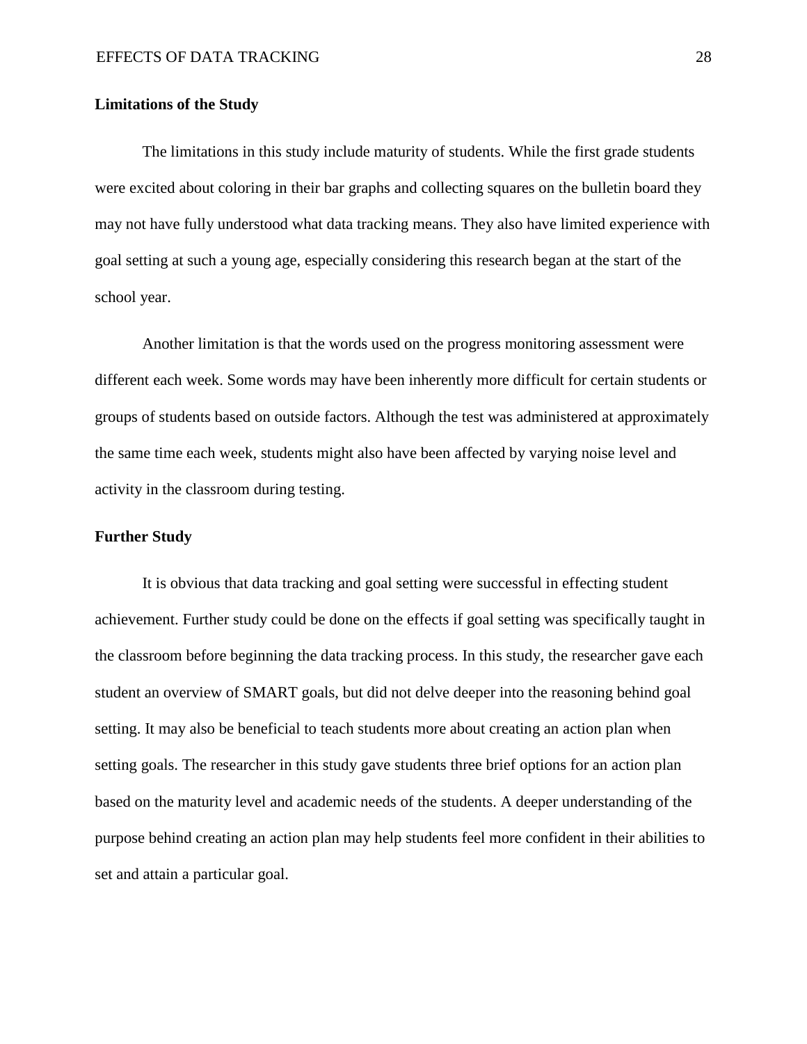## Limitations of the Study

The limitations in this study include maturity of students. While the first grade students were excited about coloring in their bar graphs and collecting squares on the bulletin board they may not have fully understood what data tracking means. They also have limited experience with goal setting at such a young age, especially considering this research began at the start of the school year.

Another limitation is that the words used on the progress monitoring assessment were different each week. Some words may have been inherently more difficult for certain students or groups of students based on outside factors. Although the test was administered at approximately the same time each week, students might also have been affected by varying noise level and activity in the classroom during testing.

## Further Study

It is obvious that data tracking and goal setting were successful in effecting student achievement. Further study could be done on the effects if goal setting was specifically taught in the classroom before beginning the data tracking process. In this study, the researcher gave each student an overview of SMART goals, but did not delve deeper into the reasoning behind goal setting. It may also be beneficial to teach students more about creating an action plan when setting goals. The researcher in this study gave students three brief options for an action plan based on the maturity level and academic needs of the students. A deeper understanding of the purpose behind creating an action plan may help students feel more confident in their abilities to set and attain a particular goal.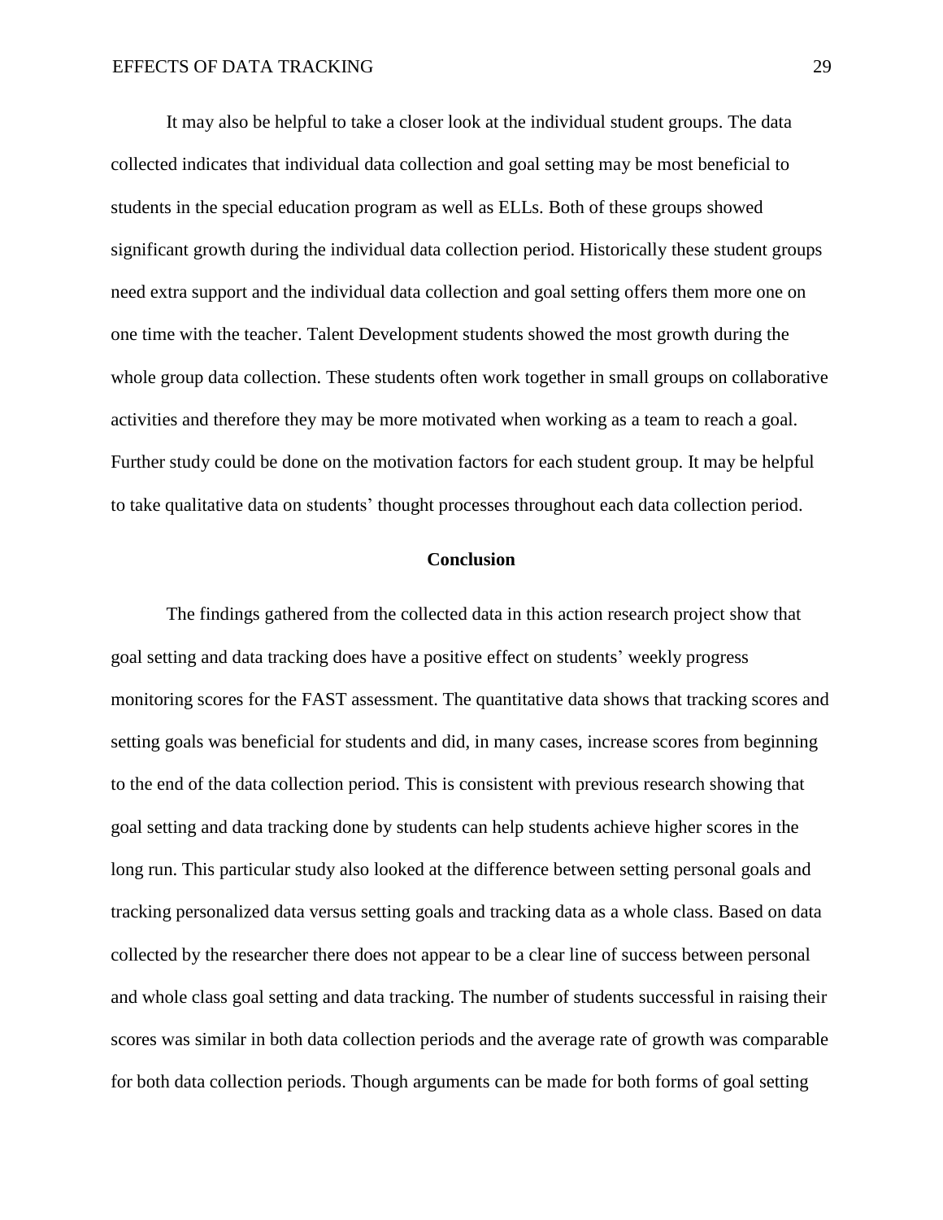It may also be helpful to take a closer look at the individual student groups. The data collected indicates that individual data collection and goal setting may be most beneficial to students in the special education program as well as ELLs. Both of these groups showed significant growth during the individual data collection period. Historically these student groups need extra support and the individual data collection and goal setting offers them more one on one time with the teacher. Talent Development students showed the most growth during the whole group data collection. These students often work together in small groups on collaborative activities and therefore they may be more motivated when working as a team to reach a goal. Further study could be done on the motivation factors for each student group. It may be helpful to take qualitative data on students' thought processes throughout each data collection period.

## Conclusion

The findings gathered from the collected data in this action research project show that goal setting and data tracking does have a positive effect on students' weekly progress monitoring scores for the FAST assessment. The quantitative data shows that tracking scores and setting goals was beneficial for students and did, in many cases, increase scores from beginning to the end of the data collection period. This is consistent with previous research showing that goal setting and data tracking done by students can help students achieve higher scores in the long run. This particular study also looked at the difference between setting personal goals and tracking personalized data versus setting goals and tracking data as a whole class. Based on data collected by the researcher there does not appear to be a clear line of success between personal and whole class goal setting and data tracking. The number of students successful in raising their scores was similar in both data collection periods and the average rate of growth was comparable for both data collection periods. Though arguments can be made for both forms of goal setting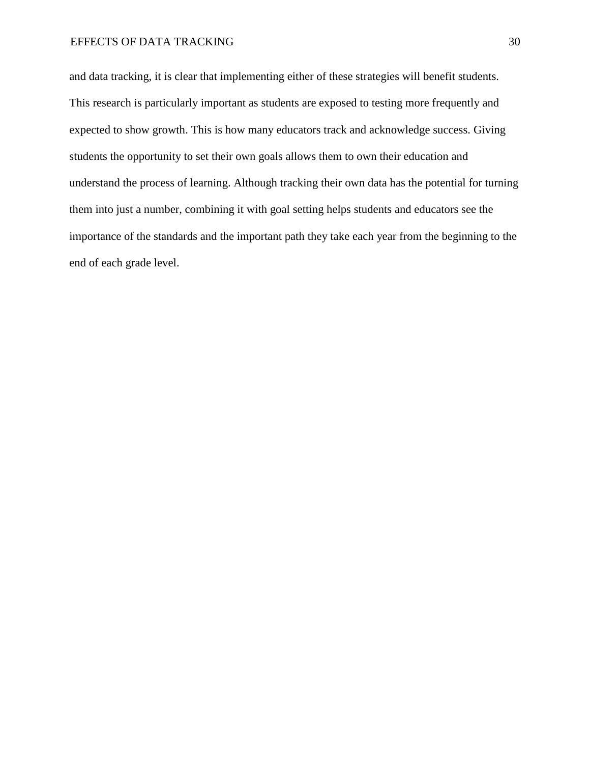and data tracking, it is clear that implementing either of these strategies will benefit students. This research is particularly important as students are exposed to testing more frequently and expected to show growth. This is how many educators track and acknowledge success. Giving students the opportunity to set their own goals allows them to own their education and understand the process of learning. Although tracking their own data has the potential for turning them into just a number, combining it with goal setting helps students and educators see the importance of the standards and the important path they take each year from the beginning to the end of each grade level.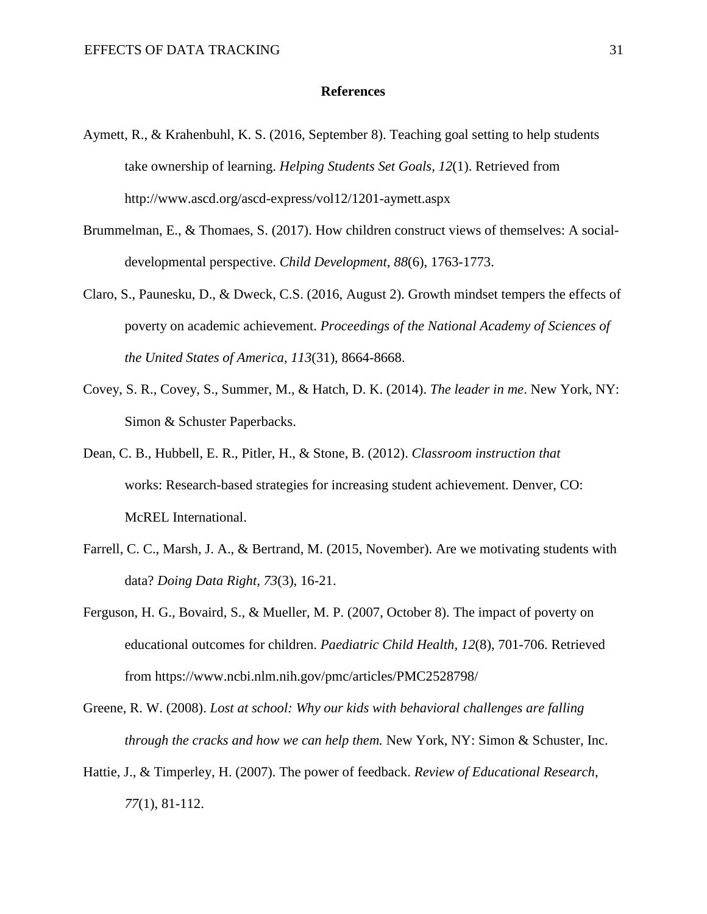# References

Aymett, R., & Krahenbuhl, K. S. (2016, September 8). Teaching goal setting to help students take ownership of learning. *Helping Students Set Goals, 12*(1). Retrieved from http://www.ascd.org/ascd-express/vol12/1201-aymett.aspx

Brummelman, E., & Thomaes, S. (2017). How children construct views of themselves: A social-developmental perspective. *Child Development, 88*(6), 1763-1773.

Claro, S., Paunesku, D., & Dweck, C.S. (2016, August 2). Growth mindset tempers the effects of poverty on academic achievement. *Proceedings of the National Academy of Sciences of the United States of America, 113*(31), 8664-8668.

Covey, S. R., Covey, S., Summer, M., & Hatch, D. K. (2014). *The leader in me*. New York, NY: Simon & Schuster Paperbacks.

Dean, C. B., Hubbell, E. R., Pitler, H., & Stone, B. (2012). *Classroom instruction that* works: Research-based strategies for increasing student achievement. Denver, CO: McREL International.

Farrell, C. C., Marsh, J. A., & Bertrand, M. (2015, November). Are we motivating students with data? *Doing Data Right, 73*(3), 16-21.

Ferguson, H. G., Bovaird, S., & Mueller, M. P. (2007, October 8). The impact of poverty on educational outcomes for children. *Paediatric Child Health, 12*(8), 701-706. Retrieved from https://www.ncbi.nlm.nih.gov/pmc/articles/PMC2528798/

Greene, R. W. (2008). *Lost at school: Why our kids with behavioral challenges are falling through the cracks and how we can help them.* New York, NY: Simon & Schuster, Inc.

Hattie, J., & Timperley, H. (2007). The power of feedback. *Review of Educational Research*, *77*(1), 81-112.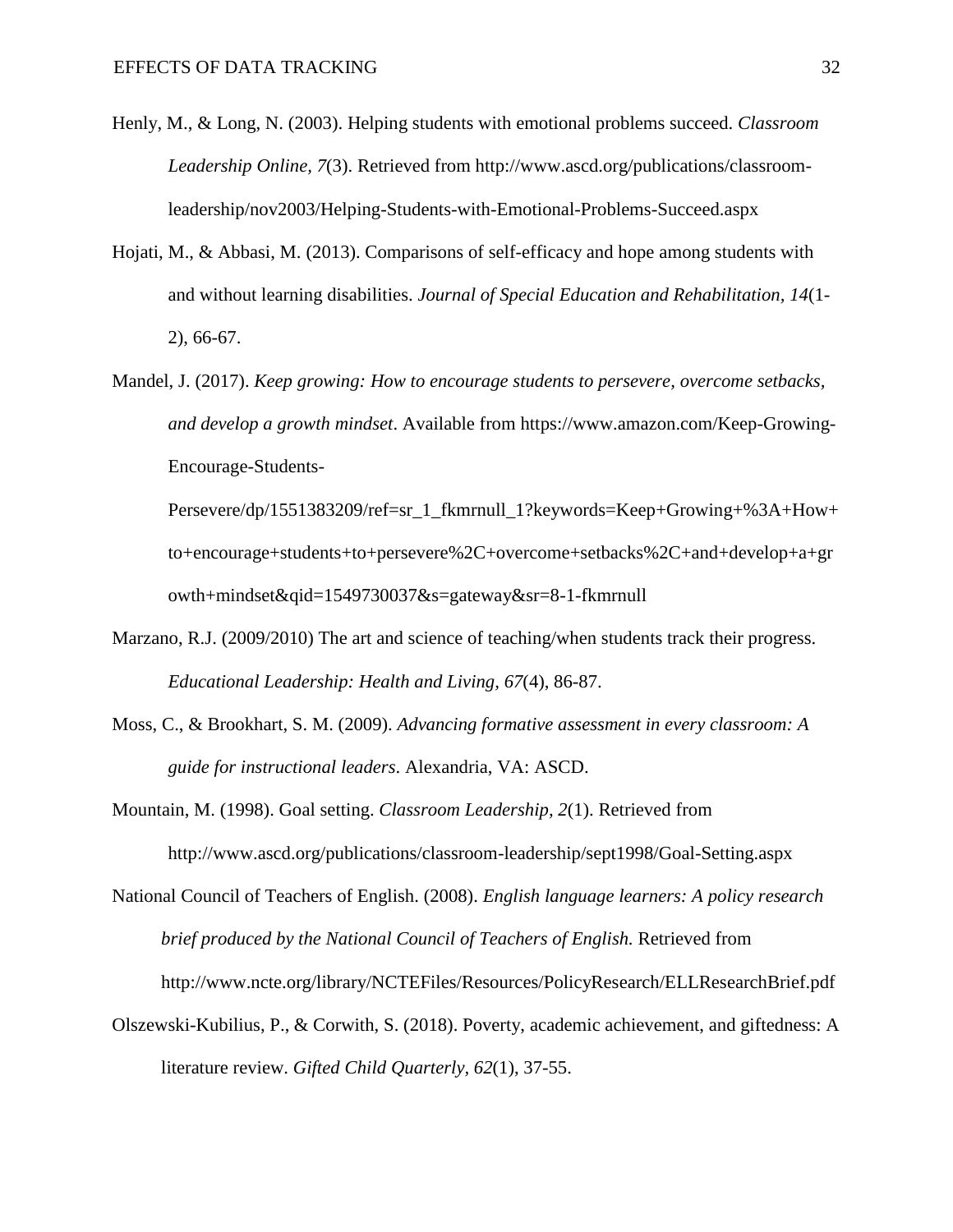Henly, M., & Long, N. (2003). Helping students with emotional problems succeed. *Classroom Leadership Online, 7*(3). Retrieved from http://www.ascd.org/publications/classroom-leadership/nov2003/Helping-Students-with-Emotional-Problems-Succeed.aspx

Hojati, M., & Abbasi, M. (2013). Comparisons of self-efficacy and hope among students with and without learning disabilities. *Journal of Special Education and Rehabilitation, 14*(1-2), 66-67.

Mandel, J. (2017). *Keep growing: How to encourage students to persevere, overcome setbacks, and develop a growth mindset*. Available from https://www.amazon.com/Keep-Growing-Encourage-Students-Persevere/dp/1551383209/ref=sr_1_fkmrnull_1?keywords=Keep+Growing+%3A+How+to+encourage+students+to+persevere%2C+overcome+setbacks%2C+and+develop+a+growth+mindset&qid=1549730037&s=gateway&sr=8-1-fkmrnull

Marzano, R.J. (2009/2010) The art and science of teaching/when students track their progress. *Educational Leadership: Health and Living, 67*(4), 86-87.

Moss, C., & Brookhart, S. M. (2009). *Advancing formative assessment in every classroom: A guide for instructional leaders*. Alexandria, VA: ASCD.

Mountain, M. (1998). Goal setting. *Classroom Leadership, 2*(1). Retrieved from http://www.ascd.org/publications/classroom-leadership/sept1998/Goal-Setting.aspx

National Council of Teachers of English. (2008). *English language learners: A policy research brief produced by the National Council of Teachers of English.* Retrieved from http://www.ncte.org/library/NCTEFiles/Resources/PolicyResearch/ELLResearchBrief.pdf

Olszewski-Kubilius, P., & Corwith, S. (2018). Poverty, academic achievement, and giftedness: A literature review. *Gifted Child Quarterly, 62*(1), 37-55.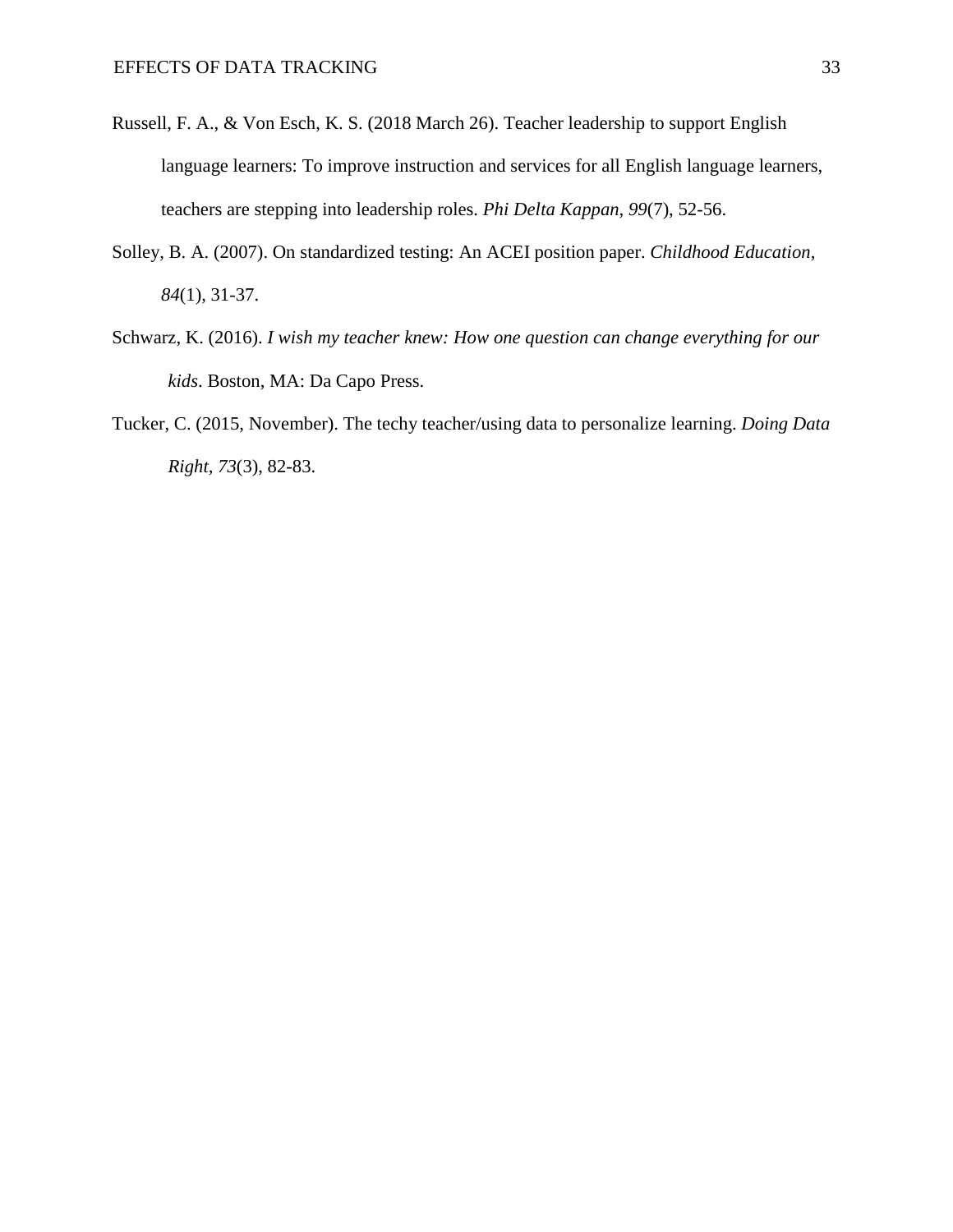Russell, F. A., & Von Esch, K. S. (2018 March 26). Teacher leadership to support English language learners: To improve instruction and services for all English language learners, teachers are stepping into leadership roles. *Phi Delta Kappan, 99*(7), 52-56.

Solley, B. A. (2007). On standardized testing: An ACEI position paper. *Childhood Education, 84*(1), 31-37.

Schwarz, K. (2016). *I wish my teacher knew: How one question can change everything for our kids*. Boston, MA: Da Capo Press.

Tucker, C. (2015, November). The techy teacher/using data to personalize learning. *Doing Data Right, 73*(3), 82-83.